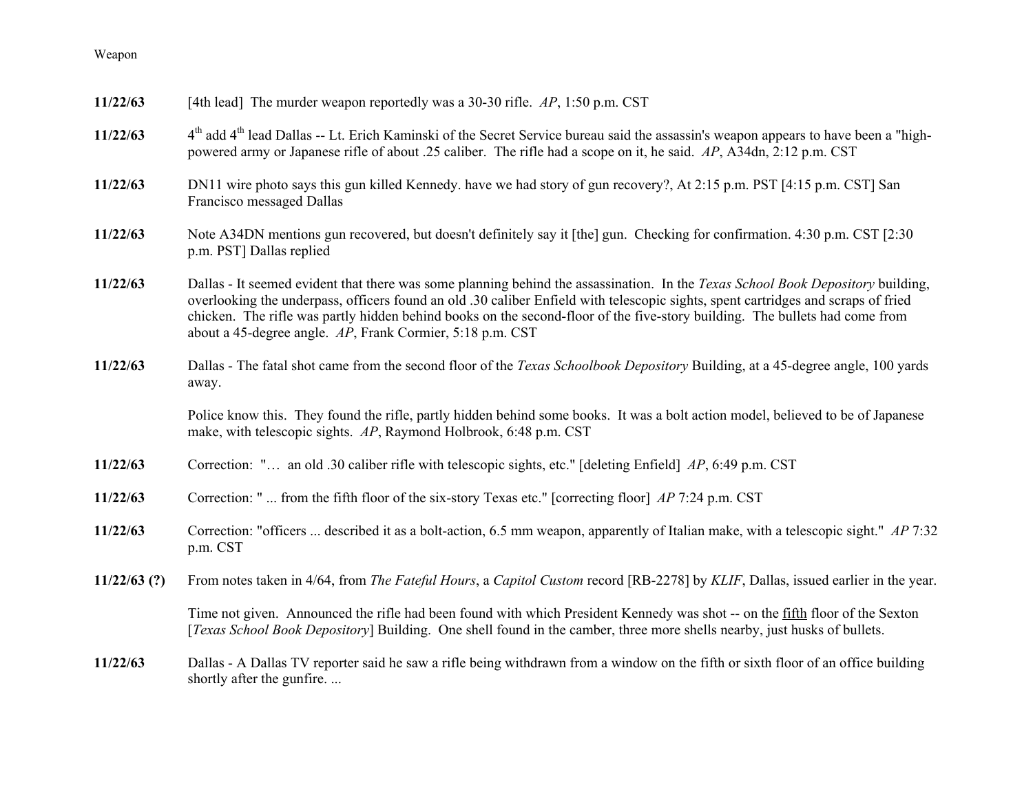Weapon

**11/22/63** [4th lead] The murder weapon reportedly was a 30-30 rifle. *AP*, 1:50 p.m. CST

**11/22/63** 4th add 4th lead Dallas -- Lt. Erich Kaminski of the Secret Service bureau said the assassin's weapon appears to have been a "high-powered army or Japanese rifle of about .25 caliber. The rifle had a scope on it, he said. *AP*, A34dn, 2:12 p.m. CST

**11/22/63** DN11 wire photo says this gun killed Kennedy. have we had story of gun recovery?, At 2:15 p.m. PST [4:15 p.m. CST] San Francisco messaged Dallas

**11/22/63** Note A34DN mentions gun recovered, but doesn't definitely say it [the] gun. Checking for confirmation. 4:30 p.m. CST [2:30 p.m. PST] Dallas replied

**11/22/63** Dallas - It seemed evident that there was some planning behind the assassination. In the *Texas School Book Depository* building, overlooking the underpass, officers found an old .30 caliber Enfield with telescopic sights, spent cartridges and scraps of fried chicken. The rifle was partly hidden behind books on the second-floor of the five-story building. The bullets had come from about a 45-degree angle. *AP*, Frank Cormier, 5:18 p.m. CST

**11/22/63** Dallas - The fatal shot came from the second floor of the *Texas Schoolbook Depository* Building, at a 45-degree angle, 100 yards away.

Police know this. They found the rifle, partly hidden behind some books. It was a bolt action model, believed to be of Japanese make, with telescopic sights. *AP*, Raymond Holbrook, 6:48 p.m. CST

**11/22/63** Correction: "… an old .30 caliber rifle with telescopic sights, etc." [deleting Enfield] *AP*, 6:49 p.m. CST

**11/22/63** Correction: " ... from the fifth floor of the six-story Texas etc." [correcting floor] *AP* 7:24 p.m. CST

**11/22/63** Correction: "officers ... described it as a bolt-action, 6.5 mm weapon, apparently of Italian make, with a telescopic sight." *AP* 7:32 p.m. CST

**11/22/63 (?)** From notes taken in 4/64, from *The Fateful Hours*, a *Capitol Custom* record [RB-2278] by *KLIF*, Dallas, issued earlier in the year.

Time not given. Announced the rifle had been found with which President Kennedy was shot -- on the fifth floor of the Sexton [*Texas School Book Depository*] Building. One shell found in the camber, three more shells nearby, just husks of bullets.

**11/22/63** Dallas - A Dallas TV reporter said he saw a rifle being withdrawn from a window on the fifth or sixth floor of an office building shortly after the gunfire. ...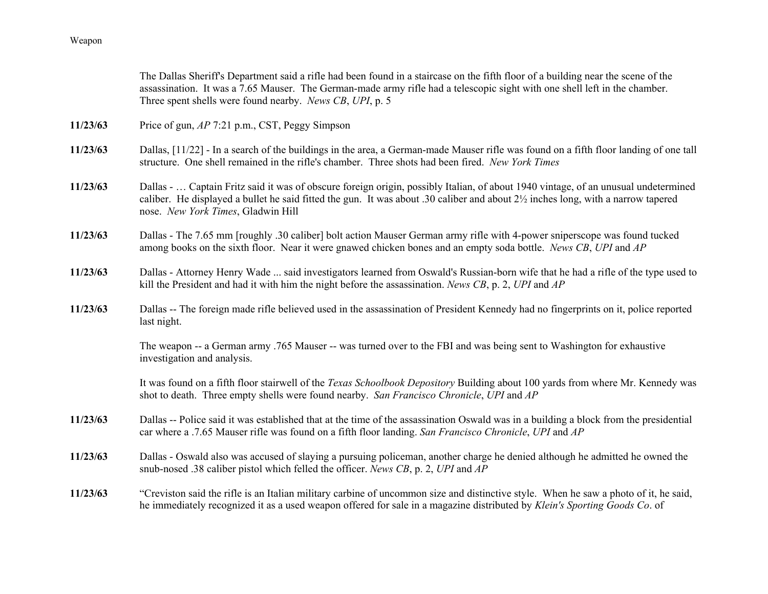The Dallas Sheriff's Department said a rifle had been found in a staircase on the fifth floor of a building near the scene of the assassination. It was a 7.65 Mauser. The German-made army rifle had a telescopic sight with one shell left in the chamber. Three spent shells were found nearby. *News CB*, *UPI*, p. 5

**11/23/63** Price of gun, *AP* 7:21 p.m., CST, Peggy Simpson

**11/23/63** Dallas, [11/22] - In a search of the buildings in the area, a German-made Mauser rifle was found on a fifth floor landing of one tall structure. One shell remained in the rifle's chamber. Three shots had been fired. *New York Times*

**11/23/63** Dallas - … Captain Fritz said it was of obscure foreign origin, possibly Italian, of about 1940 vintage, of an unusual undetermined caliber. He displayed a bullet he said fitted the gun. It was about .30 caliber and about 2½ inches long, with a narrow tapered nose. *New York Times*, Gladwin Hill

**11/23/63** Dallas - The 7.65 mm [roughly .30 caliber] bolt action Mauser German army rifle with 4-power sniperscope was found tucked among books on the sixth floor. Near it were gnawed chicken bones and an empty soda bottle. *News CB*, *UPI* and *AP*

**11/23/63** Dallas - Attorney Henry Wade ... said investigators learned from Oswald's Russian-born wife that he had a rifle of the type used to kill the President and had it with him the night before the assassination. *News CB*, p. 2, *UPI* and *AP*

**11/23/63** Dallas -- The foreign made rifle believed used in the assassination of President Kennedy had no fingerprints on it, police reported last night.

The weapon -- a German army .765 Mauser -- was turned over to the FBI and was being sent to Washington for exhaustive investigation and analysis.

It was found on a fifth floor stairwell of the *Texas Schoolbook Depository* Building about 100 yards from where Mr. Kennedy was shot to death. Three empty shells were found nearby. *San Francisco Chronicle*, *UPI* and *AP*

**11/23/63** Dallas -- Police said it was established that at the time of the assassination Oswald was in a building a block from the presidential car where a .7.65 Mauser rifle was found on a fifth floor landing. *San Francisco Chronicle*, *UPI* and *AP*

**11/23/63** Dallas - Oswald also was accused of slaying a pursuing policeman, another charge he denied although he admitted he owned the snub-nosed .38 caliber pistol which felled the officer. *News CB*, p. 2, *UPI* and *AP*

**11/23/63** "Creviston said the rifle is an Italian military carbine of uncommon size and distinctive style. When he saw a photo of it, he said, he immediately recognized it as a used weapon offered for sale in a magazine distributed by *Klein's Sporting Goods Co*. of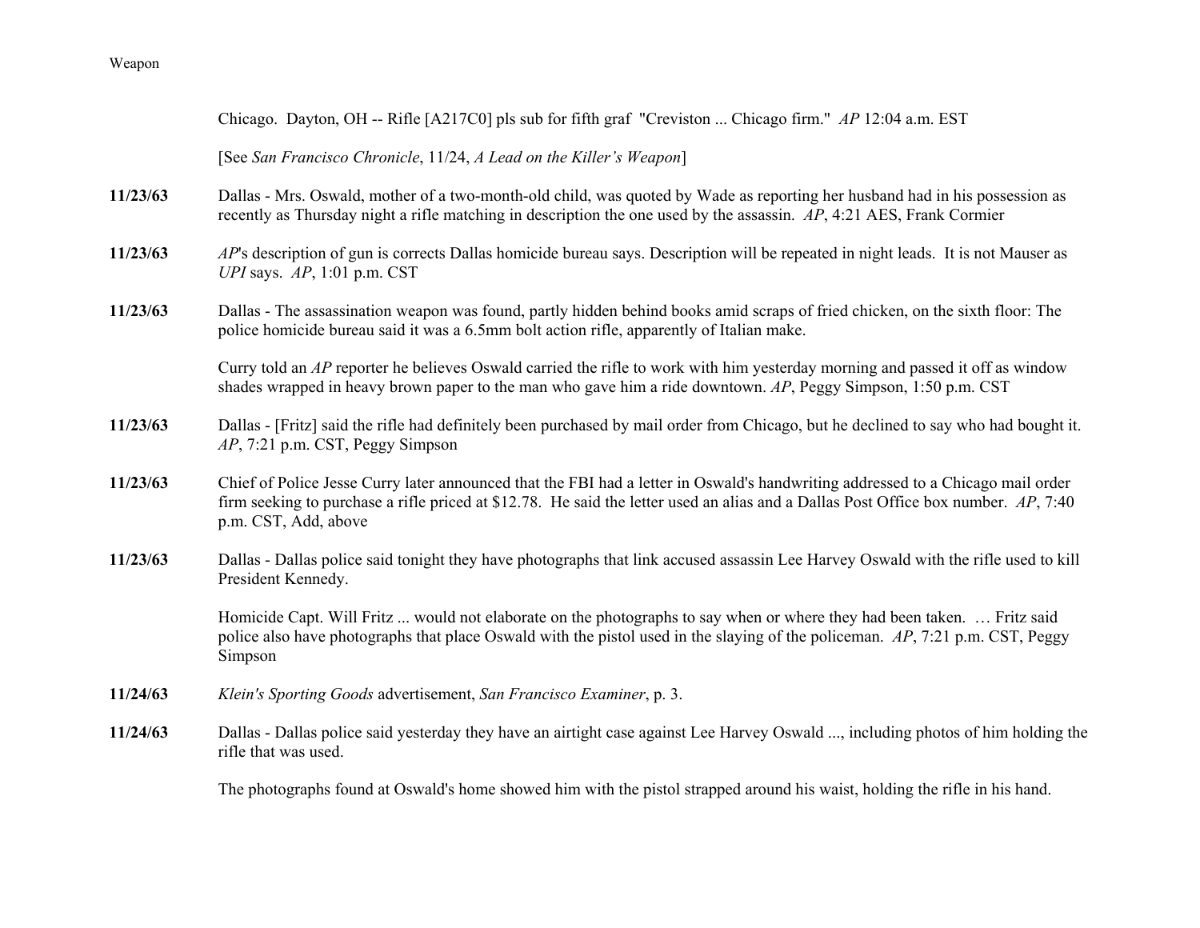Chicago. Dayton, OH -- Rifle [A217C0] pls sub for fifth graf "Creviston ... Chicago firm." *AP* 12:04 a.m. EST

[See *San Francisco Chronicle*, 11/24, *A Lead on the Killer's Weapon*]

**11/23/63** Dallas - Mrs. Oswald, mother of a two-month-old child, was quoted by Wade as reporting her husband had in his possession as recently as Thursday night a rifle matching in description the one used by the assassin. *AP*, 4:21 AES, Frank Cormier

**11/23/63** *AP*'s description of gun is corrects Dallas homicide bureau says. Description will be repeated in night leads. It is not Mauser as *UPI* says. *AP*, 1:01 p.m. CST

**11/23/63** Dallas - The assassination weapon was found, partly hidden behind books amid scraps of fried chicken, on the sixth floor: The police homicide bureau said it was a 6.5mm bolt action rifle, apparently of Italian make.

Curry told an *AP* reporter he believes Oswald carried the rifle to work with him yesterday morning and passed it off as window shades wrapped in heavy brown paper to the man who gave him a ride downtown. *AP*, Peggy Simpson, 1:50 p.m. CST

**11/23/63** Dallas - [Fritz] said the rifle had definitely been purchased by mail order from Chicago, but he declined to say who had bought it. *AP*, 7:21 p.m. CST, Peggy Simpson

**11/23/63** Chief of Police Jesse Curry later announced that the FBI had a letter in Oswald's handwriting addressed to a Chicago mail order firm seeking to purchase a rifle priced at $12.78. He said the letter used an alias and a Dallas Post Office box number. *AP*, 7:40 p.m. CST, Add, above

**11/23/63** Dallas - Dallas police said tonight they have photographs that link accused assassin Lee Harvey Oswald with the rifle used to kill President Kennedy.

Homicide Capt. Will Fritz ... would not elaborate on the photographs to say when or where they had been taken. … Fritz said police also have photographs that place Oswald with the pistol used in the slaying of the policeman. *AP*, 7:21 p.m. CST, Peggy Simpson

**11/24/63** *Klein's Sporting Goods* advertisement, *San Francisco Examiner*, p. 3.

**11/24/63** Dallas - Dallas police said yesterday they have an airtight case against Lee Harvey Oswald ..., including photos of him holding the rifle that was used.

The photographs found at Oswald's home showed him with the pistol strapped around his waist, holding the rifle in his hand.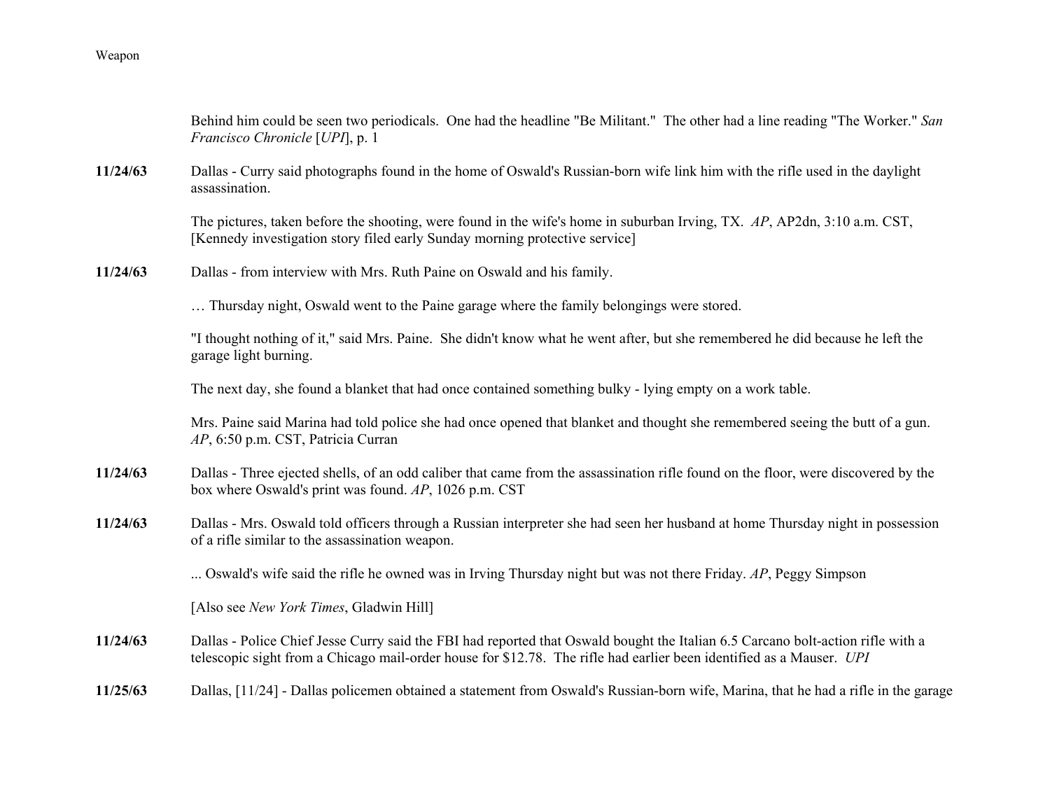Behind him could be seen two periodicals. One had the headline "Be Militant." The other had a line reading "The Worker." *San Francisco Chronicle* [*UPI*], p. 1

**11/24/63** Dallas - Curry said photographs found in the home of Oswald's Russian-born wife link him with the rifle used in the daylight assassination.

The pictures, taken before the shooting, were found in the wife's home in suburban Irving, TX. *AP*, AP2dn, 3:10 a.m. CST, [Kennedy investigation story filed early Sunday morning protective service]

**11/24/63** Dallas - from interview with Mrs. Ruth Paine on Oswald and his family.

… Thursday night, Oswald went to the Paine garage where the family belongings were stored.

"I thought nothing of it," said Mrs. Paine. She didn't know what he went after, but she remembered he did because he left the garage light burning.

The next day, she found a blanket that had once contained something bulky - lying empty on a work table.

Mrs. Paine said Marina had told police she had once opened that blanket and thought she remembered seeing the butt of a gun. *AP*, 6:50 p.m. CST, Patricia Curran

**11/24/63** Dallas - Three ejected shells, of an odd caliber that came from the assassination rifle found on the floor, were discovered by the box where Oswald's print was found. *AP*, 1026 p.m. CST

**11/24/63** Dallas - Mrs. Oswald told officers through a Russian interpreter she had seen her husband at home Thursday night in possession of a rifle similar to the assassination weapon.

... Oswald's wife said the rifle he owned was in Irving Thursday night but was not there Friday. *AP*, Peggy Simpson

[Also see *New York Times*, Gladwin Hill]

**11/24/63** Dallas - Police Chief Jesse Curry said the FBI had reported that Oswald bought the Italian 6.5 Carcano bolt-action rifle with a telescopic sight from a Chicago mail-order house for $12.78. The rifle had earlier been identified as a Mauser. *UPI*

**11/25/63** Dallas, [11/24] - Dallas policemen obtained a statement from Oswald's Russian-born wife, Marina, that he had a rifle in the garage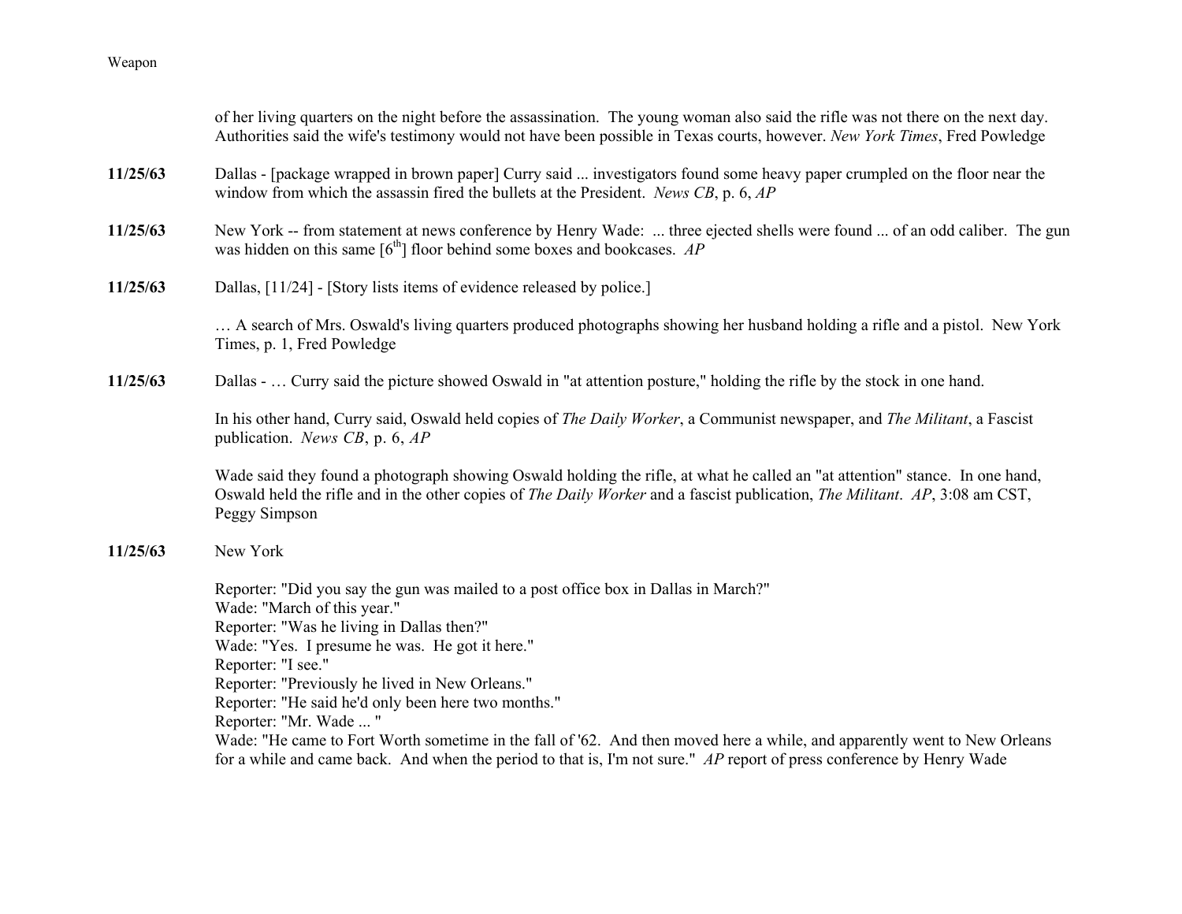of her living quarters on the night before the assassination. The young woman also said the rifle was not there on the next day. Authorities said the wife's testimony would not have been possible in Texas courts, however. *New York Times*, Fred Powledge

**11/25/63** Dallas - [package wrapped in brown paper] Curry said ... investigators found some heavy paper crumpled on the floor near the window from which the assassin fired the bullets at the President. *News CB*, p. 6, *AP*

**11/25/63** New York -- from statement at news conference by Henry Wade: ... three ejected shells were found ... of an odd caliber. The gun was hidden on this same [6th] floor behind some boxes and bookcases. *AP*

**11/25/63** Dallas, [11/24] - [Story lists items of evidence released by police.]

… A search of Mrs. Oswald's living quarters produced photographs showing her husband holding a rifle and a pistol. New York Times, p. 1, Fred Powledge

**11/25/63** Dallas - … Curry said the picture showed Oswald in "at attention posture," holding the rifle by the stock in one hand.

In his other hand, Curry said, Oswald held copies of *The Daily Worker*, a Communist newspaper, and *The Militant*, a Fascist publication. *News CB*, p. 6, *AP*

Wade said they found a photograph showing Oswald holding the rifle, at what he called an "at attention" stance. In one hand, Oswald held the rifle and in the other copies of *The Daily Worker* and a fascist publication, *The Militant*. *AP*, 3:08 am CST, Peggy Simpson

**11/25/63** New York

Reporter: "Did you say the gun was mailed to a post office box in Dallas in March?"
Wade: "March of this year."
Reporter: "Was he living in Dallas then?"
Wade: "Yes. I presume he was. He got it here."
Reporter: "I see."
Reporter: "Previously he lived in New Orleans."
Reporter: "He said he'd only been here two months."
Reporter: "Mr. Wade ... "
Wade: "He came to Fort Worth sometime in the fall of '62. And then moved here a while, and apparently went to New Orleans for a while and came back. And when the period to that is, I'm not sure." *AP* report of press conference by Henry Wade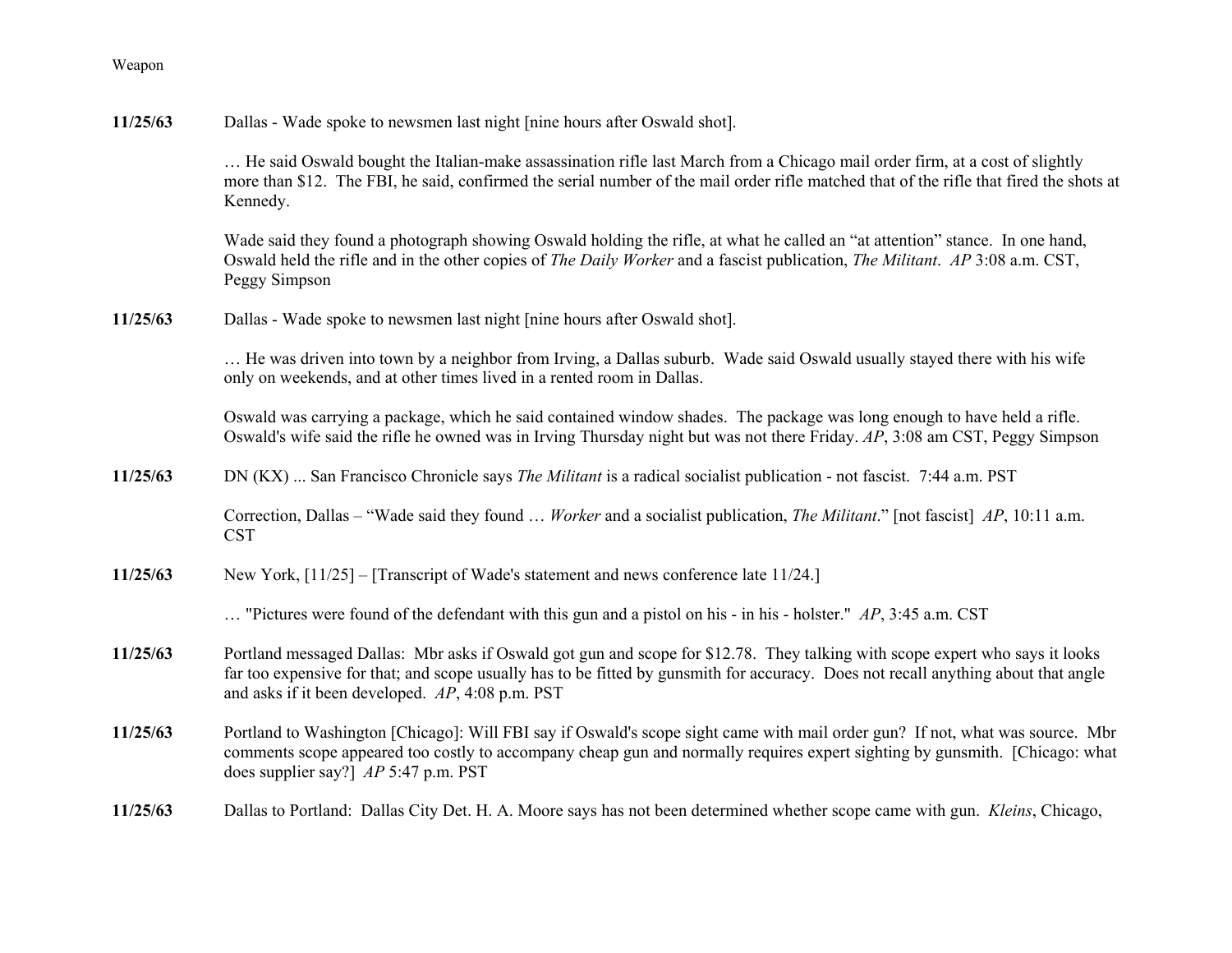Weapon

**11/25/63** Dallas - Wade spoke to newsmen last night [nine hours after Oswald shot].

… He said Oswald bought the Italian-make assassination rifle last March from a Chicago mail order firm, at a cost of slightly more than $12. The FBI, he said, confirmed the serial number of the mail order rifle matched that of the rifle that fired the shots at Kennedy.

Wade said they found a photograph showing Oswald holding the rifle, at what he called an "at attention" stance. In one hand, Oswald held the rifle and in the other copies of *The Daily Worker* and a fascist publication, *The Militant*. *AP* 3:08 a.m. CST, Peggy Simpson

**11/25/63** Dallas - Wade spoke to newsmen last night [nine hours after Oswald shot].

… He was driven into town by a neighbor from Irving, a Dallas suburb. Wade said Oswald usually stayed there with his wife only on weekends, and at other times lived in a rented room in Dallas.

Oswald was carrying a package, which he said contained window shades. The package was long enough to have held a rifle. Oswald's wife said the rifle he owned was in Irving Thursday night but was not there Friday. *AP*, 3:08 am CST, Peggy Simpson

**11/25/63** DN (KX) ... San Francisco Chronicle says *The Militant* is a radical socialist publication - not fascist. 7:44 a.m. PST

Correction, Dallas – "Wade said they found … *Worker* and a socialist publication, *The Militant*." [not fascist] *AP*, 10:11 a.m. CST

**11/25/63** New York, [11/25] – [Transcript of Wade's statement and news conference late 11/24.]

… "Pictures were found of the defendant with this gun and a pistol on his - in his - holster." *AP*, 3:45 a.m. CST

**11/25/63** Portland messaged Dallas: Mbr asks if Oswald got gun and scope for $12.78. They talking with scope expert who says it looks far too expensive for that; and scope usually has to be fitted by gunsmith for accuracy. Does not recall anything about that angle and asks if it been developed. *AP*, 4:08 p.m. PST

**11/25/63** Portland to Washington [Chicago]: Will FBI say if Oswald's scope sight came with mail order gun? If not, what was source. Mbr comments scope appeared too costly to accompany cheap gun and normally requires expert sighting by gunsmith. [Chicago: what does supplier say?] *AP* 5:47 p.m. PST

**11/25/63** Dallas to Portland: Dallas City Det. H. A. Moore says has not been determined whether scope came with gun. *Kleins*, Chicago,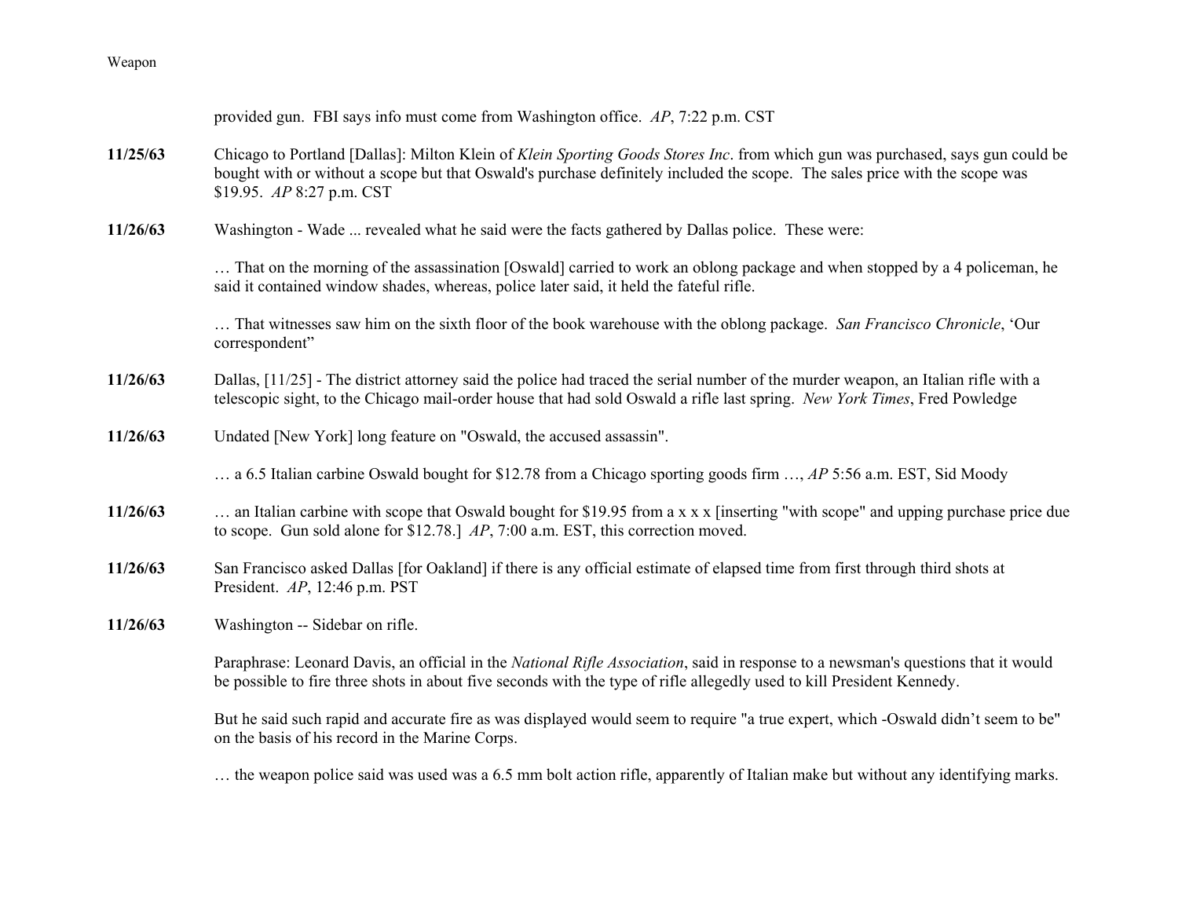provided gun. FBI says info must come from Washington office. *AP*, 7:22 p.m. CST

**11/25/63** Chicago to Portland [Dallas]: Milton Klein of *Klein Sporting Goods Stores Inc*. from which gun was purchased, says gun could be bought with or without a scope but that Oswald's purchase definitely included the scope. The sales price with the scope was $19.95. *AP* 8:27 p.m. CST

**11/26/63** Washington - Wade ... revealed what he said were the facts gathered by Dallas police. These were:

… That on the morning of the assassination [Oswald] carried to work an oblong package and when stopped by a 4 policeman, he said it contained window shades, whereas, police later said, it held the fateful rifle.

… That witnesses saw him on the sixth floor of the book warehouse with the oblong package. *San Francisco Chronicle*, 'Our correspondent"

**11/26/63** Dallas, [11/25] - The district attorney said the police had traced the serial number of the murder weapon, an Italian rifle with a telescopic sight, to the Chicago mail-order house that had sold Oswald a rifle last spring. *New York Times*, Fred Powledge

**11/26/63** Undated [New York] long feature on "Oswald, the accused assassin".

… a 6.5 Italian carbine Oswald bought for $12.78 from a Chicago sporting goods firm …, *AP* 5:56 a.m. EST, Sid Moody

**11/26/63** … an Italian carbine with scope that Oswald bought for $19.95 from a x x x [inserting "with scope" and upping purchase price due to scope. Gun sold alone for $12.78.] *AP*, 7:00 a.m. EST, this correction moved.

**11/26/63** San Francisco asked Dallas [for Oakland] if there is any official estimate of elapsed time from first through third shots at President. *AP*, 12:46 p.m. PST

**11/26/63** Washington -- Sidebar on rifle.

Paraphrase: Leonard Davis, an official in the *National Rifle Association*, said in response to a newsman's questions that it would be possible to fire three shots in about five seconds with the type of rifle allegedly used to kill President Kennedy.

But he said such rapid and accurate fire as was displayed would seem to require "a true expert, which -Oswald didn't seem to be" on the basis of his record in the Marine Corps.

… the weapon police said was used was a 6.5 mm bolt action rifle, apparently of Italian make but without any identifying marks.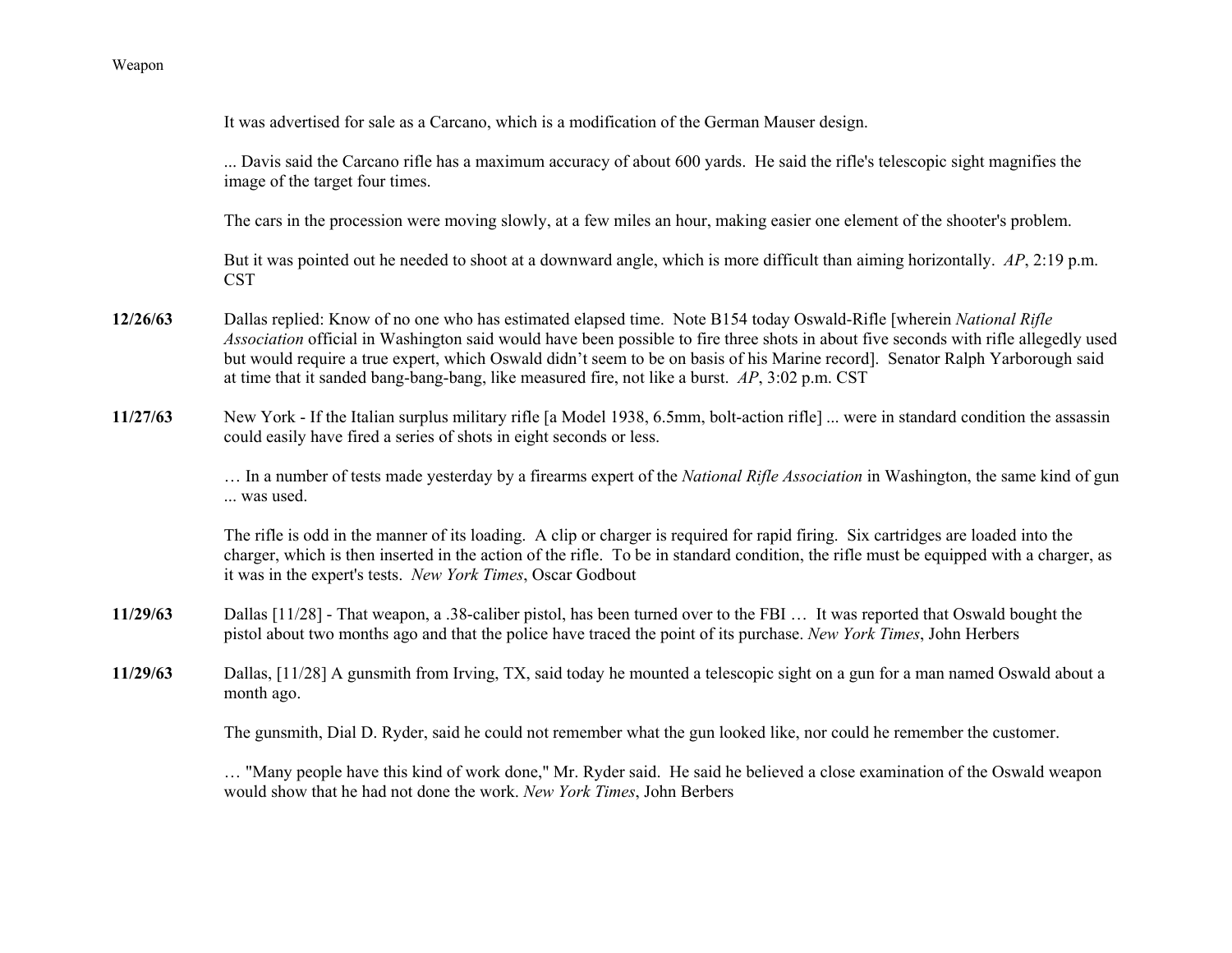It was advertised for sale as a Carcano, which is a modification of the German Mauser design.

... Davis said the Carcano rifle has a maximum accuracy of about 600 yards. He said the rifle's telescopic sight magnifies the image of the target four times.

The cars in the procession were moving slowly, at a few miles an hour, making easier one element of the shooter's problem.

But it was pointed out he needed to shoot at a downward angle, which is more difficult than aiming horizontally. *AP*, 2:19 p.m. CST

**12/26/63** Dallas replied: Know of no one who has estimated elapsed time. Note B154 today Oswald-Rifle [wherein *National Rifle Association* official in Washington said would have been possible to fire three shots in about five seconds with rifle allegedly used but would require a true expert, which Oswald didn't seem to be on basis of his Marine record]. Senator Ralph Yarborough said at time that it sanded bang-bang-bang, like measured fire, not like a burst. *AP*, 3:02 p.m. CST

**11/27/63** New York - If the Italian surplus military rifle [a Model 1938, 6.5mm, bolt-action rifle] ... were in standard condition the assassin could easily have fired a series of shots in eight seconds or less.

… In a number of tests made yesterday by a firearms expert of the *National Rifle Association* in Washington, the same kind of gun ... was used.

The rifle is odd in the manner of its loading. A clip or charger is required for rapid firing. Six cartridges are loaded into the charger, which is then inserted in the action of the rifle. To be in standard condition, the rifle must be equipped with a charger, as it was in the expert's tests. *New York Times*, Oscar Godbout

**11/29/63** Dallas [11/28] - That weapon, a .38-caliber pistol, has been turned over to the FBI … It was reported that Oswald bought the pistol about two months ago and that the police have traced the point of its purchase. *New York Times*, John Herbers

**11/29/63** Dallas, [11/28] A gunsmith from Irving, TX, said today he mounted a telescopic sight on a gun for a man named Oswald about a month ago.

The gunsmith, Dial D. Ryder, said he could not remember what the gun looked like, nor could he remember the customer.

… "Many people have this kind of work done," Mr. Ryder said. He said he believed a close examination of the Oswald weapon would show that he had not done the work. *New York Times*, John Berbers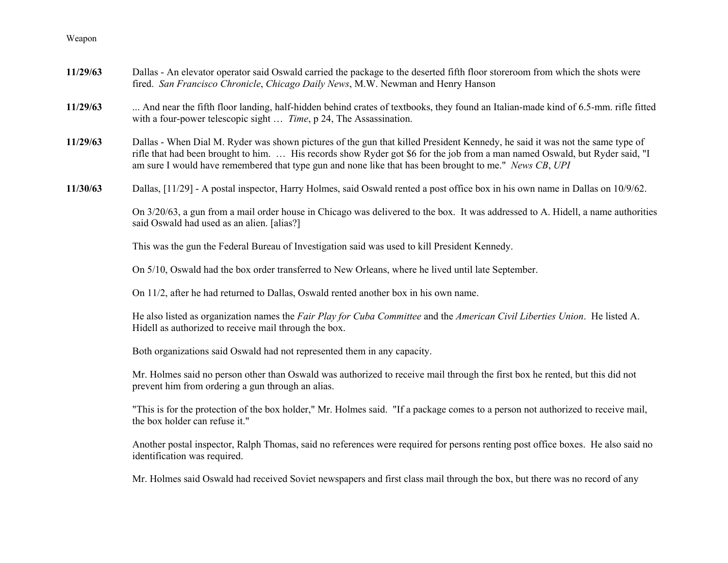Weapon

**11/29/63** Dallas - An elevator operator said Oswald carried the package to the deserted fifth floor storeroom from which the shots were fired. *San Francisco Chronicle*, *Chicago Daily News*, M.W. Newman and Henry Hanson

**11/29/63** ... And near the fifth floor landing, half-hidden behind crates of textbooks, they found an Italian-made kind of 6.5-mm. rifle fitted with a four-power telescopic sight … *Time*, p 24, The Assassination.

**11/29/63** Dallas - When Dial M. Ryder was shown pictures of the gun that killed President Kennedy, he said it was not the same type of rifle that had been brought to him. … His records show Ryder got $6 for the job from a man named Oswald, but Ryder said, "I am sure I would have remembered that type gun and none like that has been brought to me." *News CB*, *UPI*

**11/30/63** Dallas, [11/29] - A postal inspector, Harry Holmes, said Oswald rented a post office box in his own name in Dallas on 10/9/62.

On 3/20/63, a gun from a mail order house in Chicago was delivered to the box. It was addressed to A. Hidell, a name authorities said Oswald had used as an alien. [alias?]

This was the gun the Federal Bureau of Investigation said was used to kill President Kennedy.

On 5/10, Oswald had the box order transferred to New Orleans, where he lived until late September.

On 11/2, after he had returned to Dallas, Oswald rented another box in his own name.

He also listed as organization names the *Fair Play for Cuba Committee* and the *American Civil Liberties Union*. He listed A. Hidell as authorized to receive mail through the box.

Both organizations said Oswald had not represented them in any capacity.

Mr. Holmes said no person other than Oswald was authorized to receive mail through the first box he rented, but this did not prevent him from ordering a gun through an alias.

"This is for the protection of the box holder," Mr. Holmes said. "If a package comes to a person not authorized to receive mail, the box holder can refuse it."

Another postal inspector, Ralph Thomas, said no references were required for persons renting post office boxes. He also said no identification was required.

Mr. Holmes said Oswald had received Soviet newspapers and first class mail through the box, but there was no record of any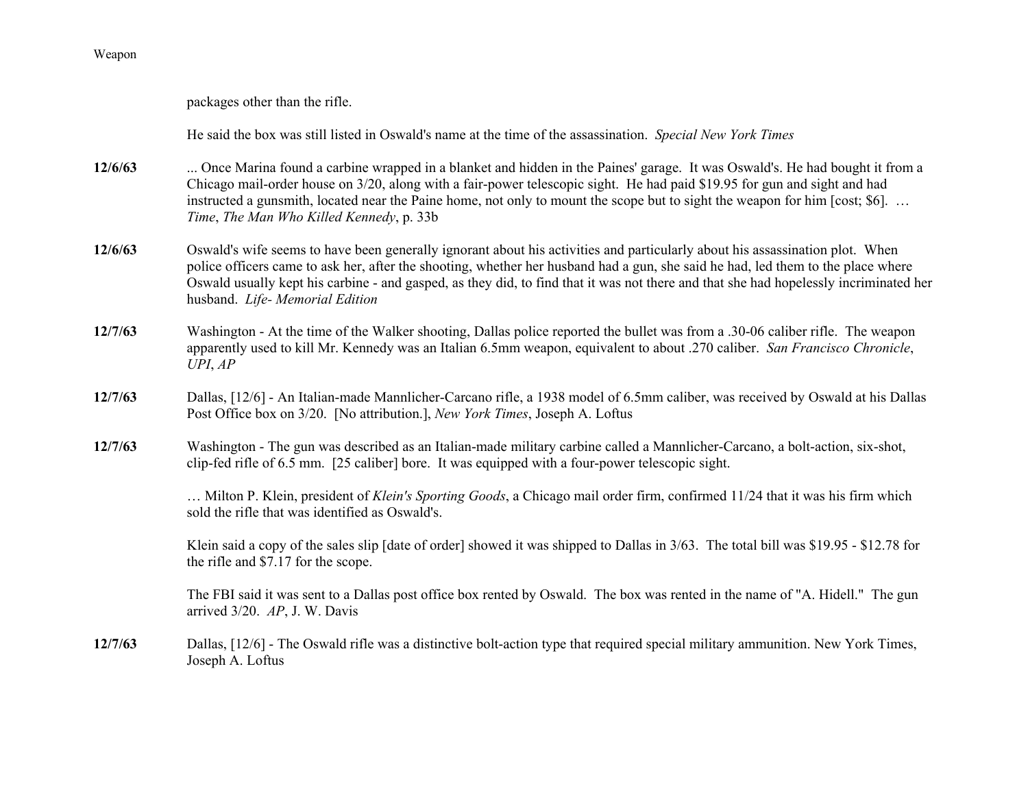packages other than the rifle.

He said the box was still listed in Oswald's name at the time of the assassination. *Special New York Times*

**12/6/63** ... Once Marina found a carbine wrapped in a blanket and hidden in the Paines' garage. It was Oswald's. He had bought it from a Chicago mail-order house on 3/20, along with a fair-power telescopic sight. He had paid $19.95 for gun and sight and had instructed a gunsmith, located near the Paine home, not only to mount the scope but to sight the weapon for him [cost; $6]. … *Time*, *The Man Who Killed Kennedy*, p. 33b

**12/6/63** Oswald's wife seems to have been generally ignorant about his activities and particularly about his assassination plot. When police officers came to ask her, after the shooting, whether her husband had a gun, she said he had, led them to the place where Oswald usually kept his carbine - and gasped, as they did, to find that it was not there and that she had hopelessly incriminated her husband. *Life- Memorial Edition*

**12/7/63** Washington - At the time of the Walker shooting, Dallas police reported the bullet was from a .30-06 caliber rifle. The weapon apparently used to kill Mr. Kennedy was an Italian 6.5mm weapon, equivalent to about .270 caliber. *San Francisco Chronicle*, *UPI*, *AP*

**12/7/63** Dallas, [12/6] - An Italian-made Mannlicher-Carcano rifle, a 1938 model of 6.5mm caliber, was received by Oswald at his Dallas Post Office box on 3/20. [No attribution.], *New York Times*, Joseph A. Loftus

**12/7/63** Washington - The gun was described as an Italian-made military carbine called a Mannlicher-Carcano, a bolt-action, six-shot, clip-fed rifle of 6.5 mm. [25 caliber] bore. It was equipped with a four-power telescopic sight.

… Milton P. Klein, president of *Klein's Sporting Goods*, a Chicago mail order firm, confirmed 11/24 that it was his firm which sold the rifle that was identified as Oswald's.

Klein said a copy of the sales slip [date of order] showed it was shipped to Dallas in 3/63. The total bill was $19.95 - $12.78 for the rifle and $7.17 for the scope.

The FBI said it was sent to a Dallas post office box rented by Oswald. The box was rented in the name of "A. Hidell." The gun arrived 3/20. *AP*, J. W. Davis

**12/7/63** Dallas, [12/6] - The Oswald rifle was a distinctive bolt-action type that required special military ammunition. New York Times, Joseph A. Loftus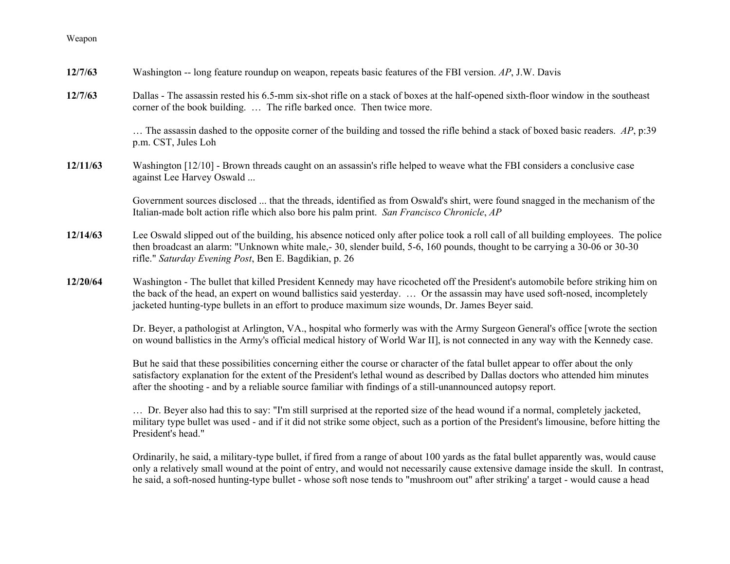Weapon

**12/7/63** Washington -- long feature roundup on weapon, repeats basic features of the FBI version. *AP*, J.W. Davis

**12/7/63** Dallas - The assassin rested his 6.5-mm six-shot rifle on a stack of boxes at the half-opened sixth-floor window in the southeast corner of the book building. … The rifle barked once. Then twice more.

… The assassin dashed to the opposite corner of the building and tossed the rifle behind a stack of boxed basic readers. *AP*, p:39 p.m. CST, Jules Loh

**12/11/63** Washington [12/10] - Brown threads caught on an assassin's rifle helped to weave what the FBI considers a conclusive case against Lee Harvey Oswald ...

Government sources disclosed ... that the threads, identified as from Oswald's shirt, were found snagged in the mechanism of the Italian-made bolt action rifle which also bore his palm print. *San Francisco Chronicle*, *AP*

**12/14/63** Lee Oswald slipped out of the building, his absence noticed only after police took a roll call of all building employees. The police then broadcast an alarm: "Unknown white male,- 30, slender build, 5-6, 160 pounds, thought to be carrying a 30-06 or 30-30 rifle." *Saturday Evening Post*, Ben E. Bagdikian, p. 26

**12/20/64** Washington - The bullet that killed President Kennedy may have ricocheted off the President's automobile before striking him on the back of the head, an expert on wound ballistics said yesterday. … Or the assassin may have used soft-nosed, incompletely jacketed hunting-type bullets in an effort to produce maximum size wounds, Dr. James Beyer said.

Dr. Beyer, a pathologist at Arlington, VA., hospital who formerly was with the Army Surgeon General's office [wrote the section on wound ballistics in the Army's official medical history of World War II], is not connected in any way with the Kennedy case.

But he said that these possibilities concerning either the course or character of the fatal bullet appear to offer about the only satisfactory explanation for the extent of the President's lethal wound as described by Dallas doctors who attended him minutes after the shooting - and by a reliable source familiar with findings of a still-unannounced autopsy report.

… Dr. Beyer also had this to say: "I'm still surprised at the reported size of the head wound if a normal, completely jacketed, military type bullet was used - and if it did not strike some object, such as a portion of the President's limousine, before hitting the President's head."

Ordinarily, he said, a military-type bullet, if fired from a range of about 100 yards as the fatal bullet apparently was, would cause only a relatively small wound at the point of entry, and would not necessarily cause extensive damage inside the skull. In contrast, he said, a soft-nosed hunting-type bullet - whose soft nose tends to "mushroom out" after striking' a target - would cause a head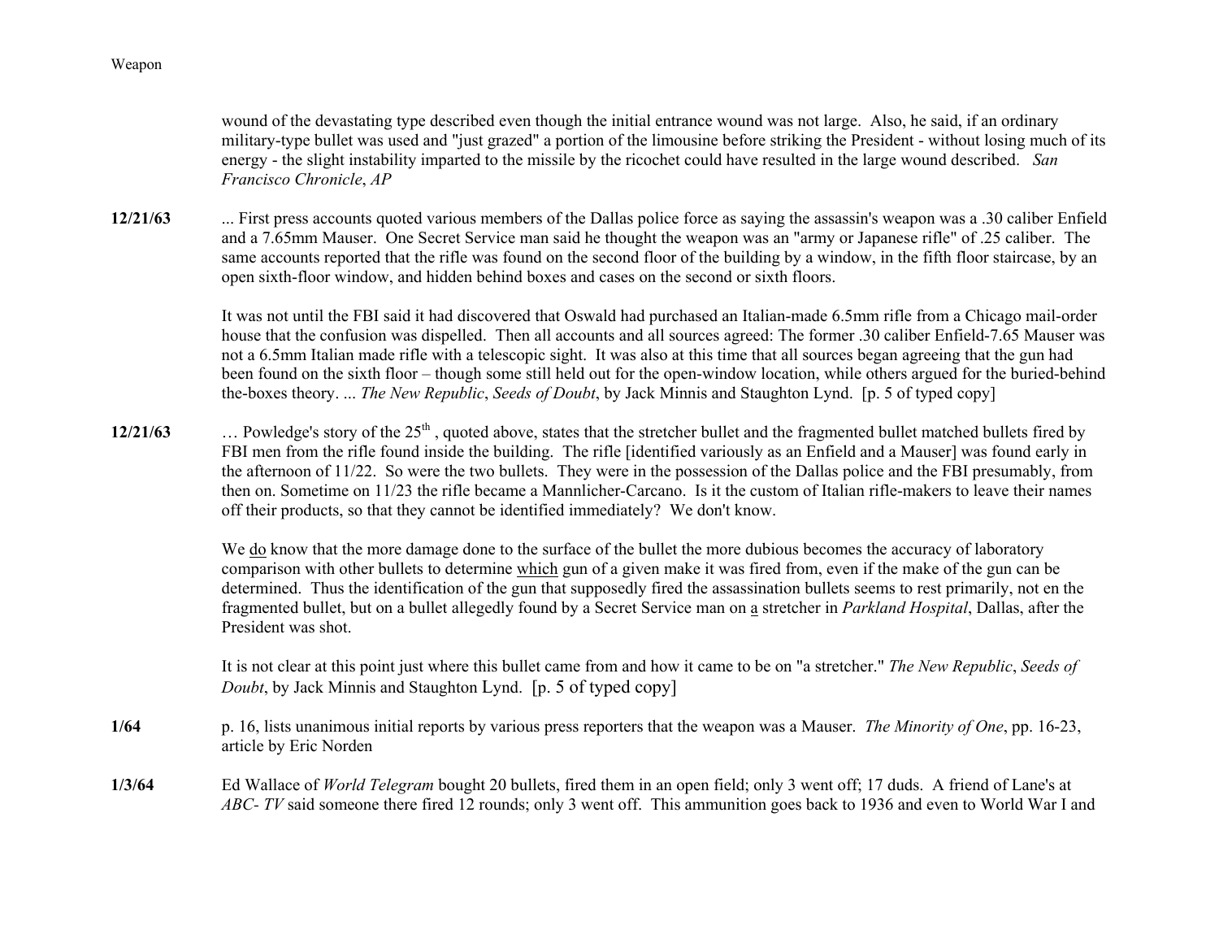wound of the devastating type described even though the initial entrance wound was not large. Also, he said, if an ordinary military-type bullet was used and "just grazed" a portion of the limousine before striking the President - without losing much of its energy - the slight instability imparted to the missile by the ricochet could have resulted in the large wound described. *San Francisco Chronicle*, *AP*

**12/21/63** ... First press accounts quoted various members of the Dallas police force as saying the assassin's weapon was a .30 caliber Enfield and a 7.65mm Mauser. One Secret Service man said he thought the weapon was an "army or Japanese rifle" of .25 caliber. The same accounts reported that the rifle was found on the second floor of the building by a window, in the fifth floor staircase, by an open sixth-floor window, and hidden behind boxes and cases on the second or sixth floors.

It was not until the FBI said it had discovered that Oswald had purchased an Italian-made 6.5mm rifle from a Chicago mail-order house that the confusion was dispelled. Then all accounts and all sources agreed: The former .30 caliber Enfield-7.65 Mauser was not a 6.5mm Italian made rifle with a telescopic sight. It was also at this time that all sources began agreeing that the gun had been found on the sixth floor – though some still held out for the open-window location, while others argued for the buried-behind the-boxes theory. ... *The New Republic*, *Seeds of Doubt*, by Jack Minnis and Staughton Lynd. [p. 5 of typed copy]

**12/21/63** … Powledge's story of the 25th , quoted above, states that the stretcher bullet and the fragmented bullet matched bullets fired by FBI men from the rifle found inside the building. The rifle [identified variously as an Enfield and a Mauser] was found early in the afternoon of 11/22. So were the two bullets. They were in the possession of the Dallas police and the FBI presumably, from then on. Sometime on 11/23 the rifle became a Mannlicher-Carcano. Is it the custom of Italian rifle-makers to leave their names off their products, so that they cannot be identified immediately? We don't know.

We do know that the more damage done to the surface of the bullet the more dubious becomes the accuracy of laboratory comparison with other bullets to determine which gun of a given make it was fired from, even if the make of the gun can be determined. Thus the identification of the gun that supposedly fired the assassination bullets seems to rest primarily, not en the fragmented bullet, but on a bullet allegedly found by a Secret Service man on a stretcher in *Parkland Hospital*, Dallas, after the President was shot.

It is not clear at this point just where this bullet came from and how it came to be on "a stretcher." *The New Republic*, *Seeds of Doubt*, by Jack Minnis and Staughton Lynd. [p. 5 of typed copy]

**1/64** p. 16, lists unanimous initial reports by various press reporters that the weapon was a Mauser. *The Minority of One*, pp. 16-23, article by Eric Norden

**1/3/64** Ed Wallace of *World Telegram* bought 20 bullets, fired them in an open field; only 3 went off; 17 duds. A friend of Lane's at *ABC- TV* said someone there fired 12 rounds; only 3 went off. This ammunition goes back to 1936 and even to World War I and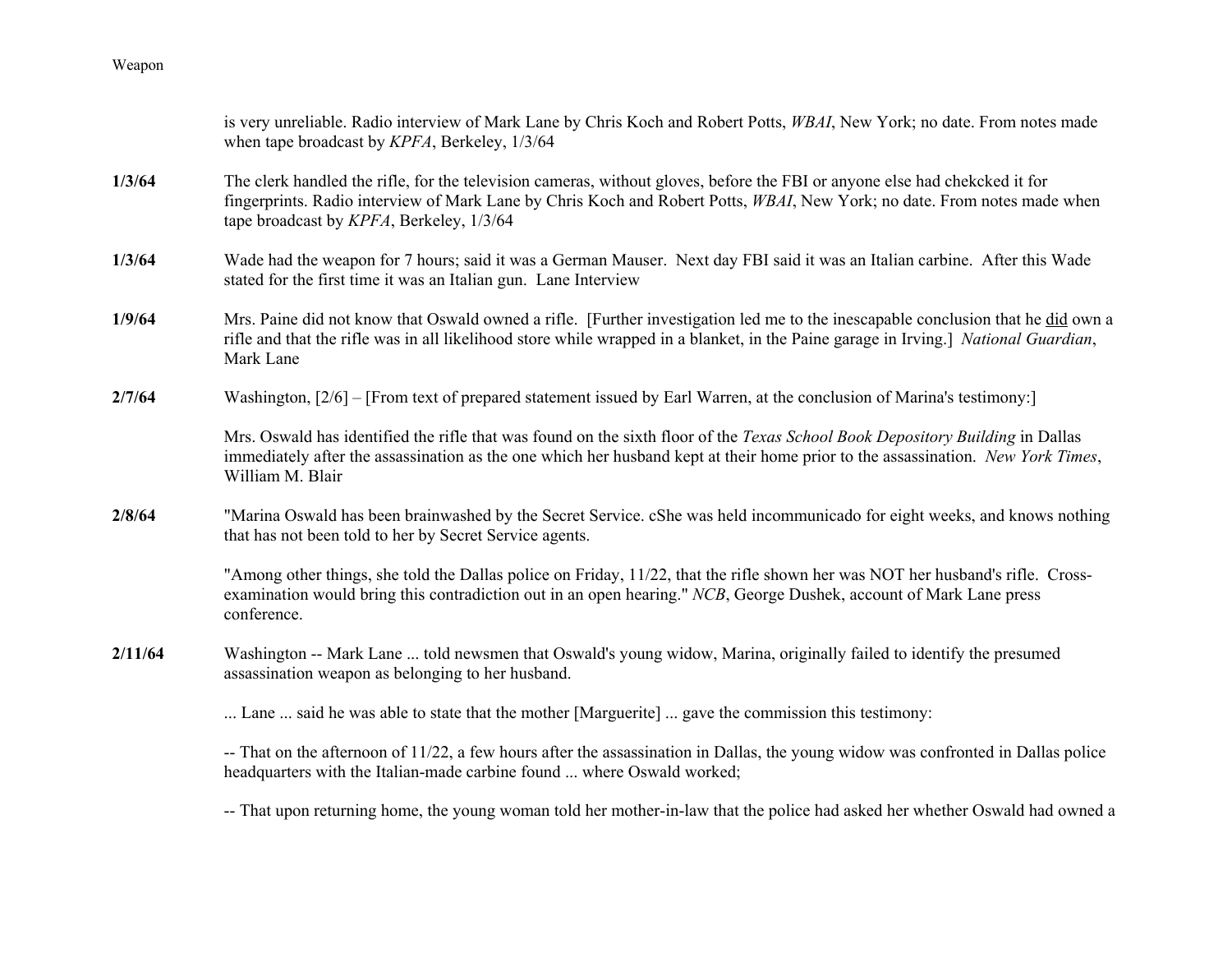is very unreliable. Radio interview of Mark Lane by Chris Koch and Robert Potts, *WBAI*, New York; no date. From notes made when tape broadcast by *KPFA*, Berkeley, 1/3/64

**1/3/64** The clerk handled the rifle, for the television cameras, without gloves, before the FBI or anyone else had chekcked it for fingerprints. Radio interview of Mark Lane by Chris Koch and Robert Potts, *WBAI*, New York; no date. From notes made when tape broadcast by *KPFA*, Berkeley, 1/3/64

**1/3/64** Wade had the weapon for 7 hours; said it was a German Mauser. Next day FBI said it was an Italian carbine. After this Wade stated for the first time it was an Italian gun. Lane Interview

**1/9/64** Mrs. Paine did not know that Oswald owned a rifle. [Further investigation led me to the inescapable conclusion that he did own a rifle and that the rifle was in all likelihood store while wrapped in a blanket, in the Paine garage in Irving.] *National Guardian*, Mark Lane

**2/7/64** Washington, [2/6] – [From text of prepared statement issued by Earl Warren, at the conclusion of Marina's testimony:]

Mrs. Oswald has identified the rifle that was found on the sixth floor of the *Texas School Book Depository Building* in Dallas immediately after the assassination as the one which her husband kept at their home prior to the assassination. *New York Times*, William M. Blair

**2/8/64** "Marina Oswald has been brainwashed by the Secret Service. cShe was held incommunicado for eight weeks, and knows nothing that has not been told to her by Secret Service agents.

"Among other things, she told the Dallas police on Friday, 11/22, that the rifle shown her was NOT her husband's rifle. Cross-examination would bring this contradiction out in an open hearing." *NCB*, George Dushek, account of Mark Lane press conference.

**2/11/64** Washington -- Mark Lane ... told newsmen that Oswald's young widow, Marina, originally failed to identify the presumed assassination weapon as belonging to her husband.

... Lane ... said he was able to state that the mother [Marguerite] ... gave the commission this testimony:

-- That on the afternoon of 11/22, a few hours after the assassination in Dallas, the young widow was confronted in Dallas police headquarters with the Italian-made carbine found ... where Oswald worked;

-- That upon returning home, the young woman told her mother-in-law that the police had asked her whether Oswald had owned a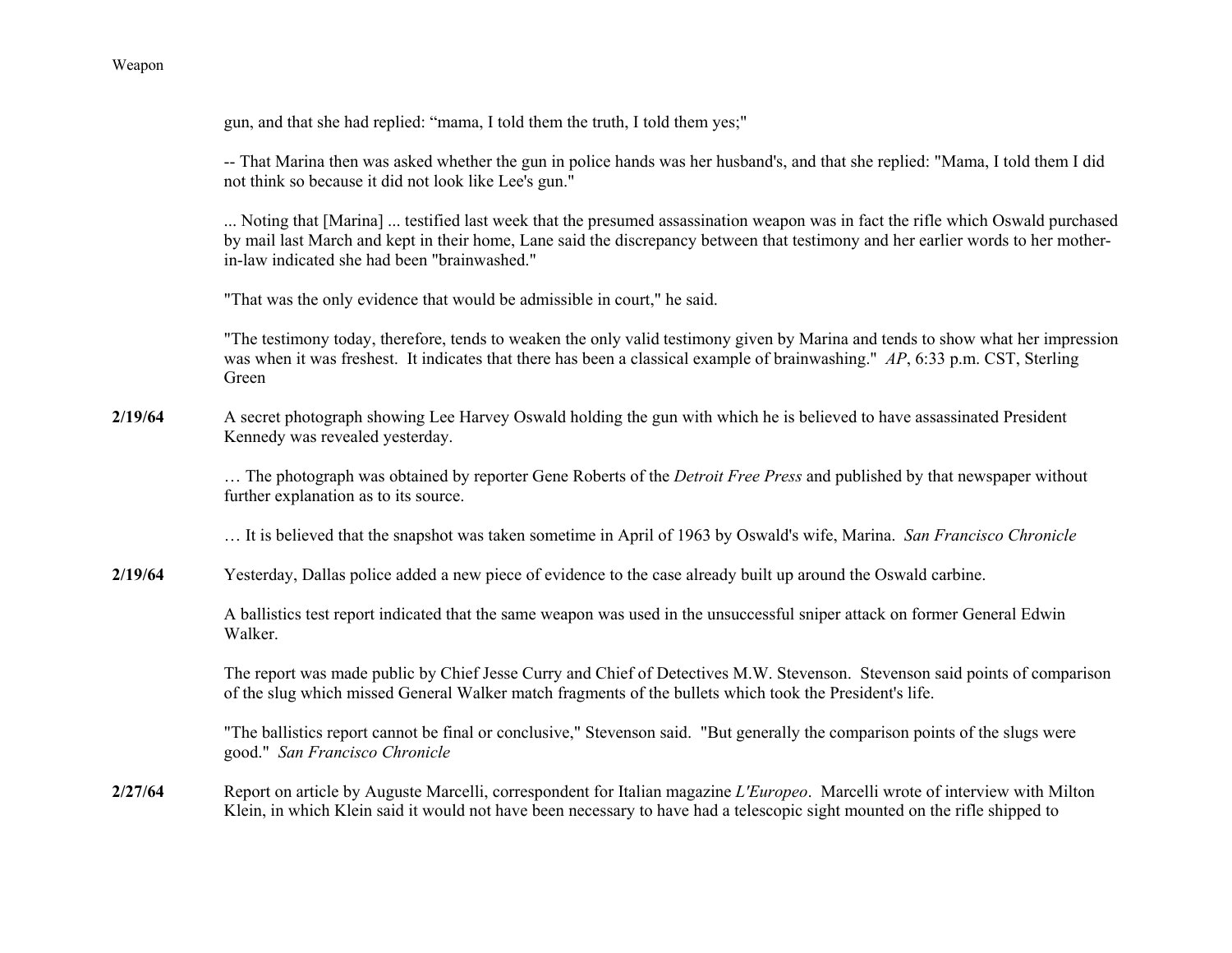gun, and that she had replied: "mama, I told them the truth, I told them yes;"

-- That Marina then was asked whether the gun in police hands was her husband's, and that she replied: "Mama, I told them I did not think so because it did not look like Lee's gun."

... Noting that [Marina] ... testified last week that the presumed assassination weapon was in fact the rifle which Oswald purchased by mail last March and kept in their home, Lane said the discrepancy between that testimony and her earlier words to her mother-in-law indicated she had been "brainwashed."

"That was the only evidence that would be admissible in court," he said.

"The testimony today, therefore, tends to weaken the only valid testimony given by Marina and tends to show what her impression was when it was freshest. It indicates that there has been a classical example of brainwashing." *AP*, 6:33 p.m. CST, Sterling Green

**2/19/64** A secret photograph showing Lee Harvey Oswald holding the gun with which he is believed to have assassinated President Kennedy was revealed yesterday.

… The photograph was obtained by reporter Gene Roberts of the *Detroit Free Press* and published by that newspaper without further explanation as to its source.

… It is believed that the snapshot was taken sometime in April of 1963 by Oswald's wife, Marina. *San Francisco Chronicle*

**2/19/64** Yesterday, Dallas police added a new piece of evidence to the case already built up around the Oswald carbine.

A ballistics test report indicated that the same weapon was used in the unsuccessful sniper attack on former General Edwin Walker.

The report was made public by Chief Jesse Curry and Chief of Detectives M.W. Stevenson. Stevenson said points of comparison of the slug which missed General Walker match fragments of the bullets which took the President's life.

"The ballistics report cannot be final or conclusive," Stevenson said. "But generally the comparison points of the slugs were good." *San Francisco Chronicle*

**2/27/64** Report on article by Auguste Marcelli, correspondent for Italian magazine *L'Europeo*. Marcelli wrote of interview with Milton Klein, in which Klein said it would not have been necessary to have had a telescopic sight mounted on the rifle shipped to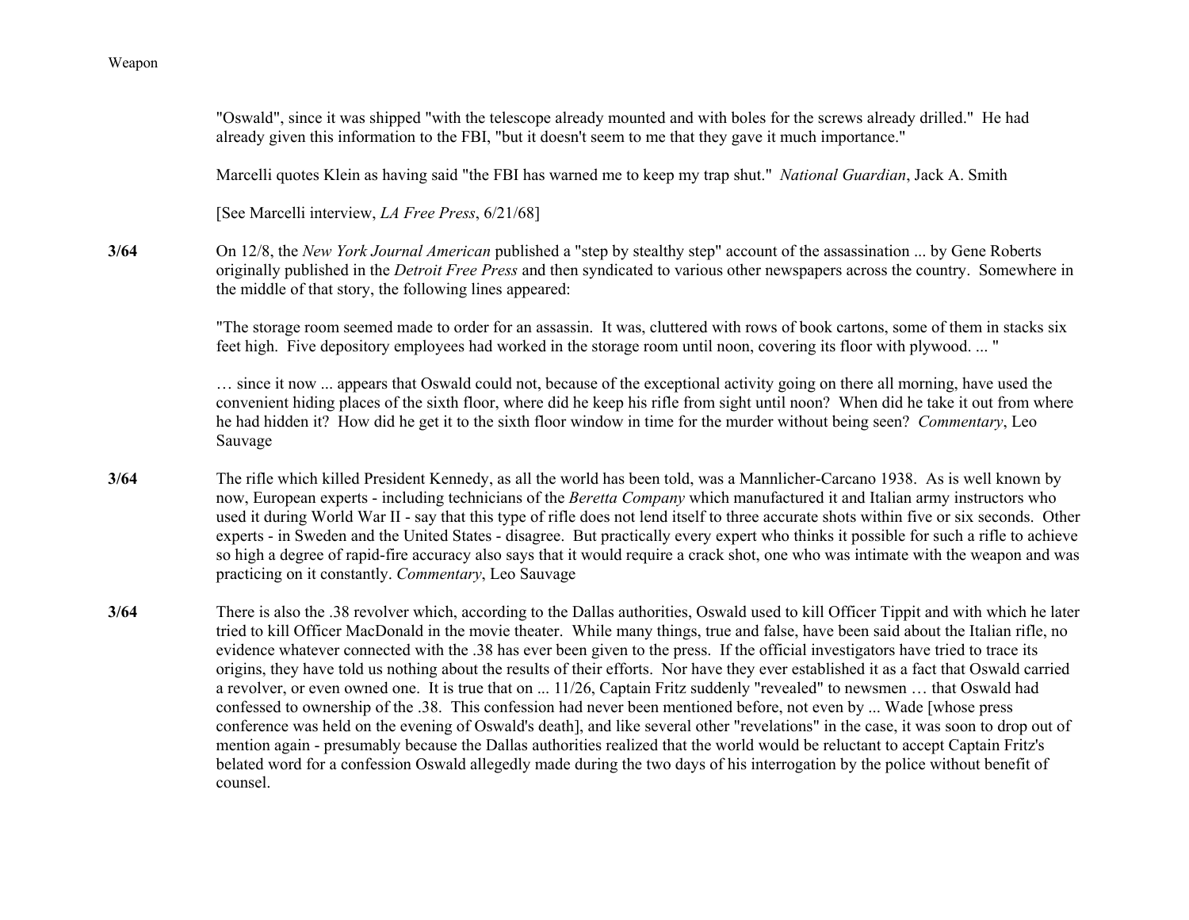"Oswald", since it was shipped "with the telescope already mounted and with boles for the screws already drilled." He had already given this information to the FBI, "but it doesn't seem to me that they gave it much importance."

Marcelli quotes Klein as having said "the FBI has warned me to keep my trap shut." *National Guardian*, Jack A. Smith

[See Marcelli interview, *LA Free Press*, 6/21/68]

**3/64** On 12/8, the *New York Journal American* published a "step by stealthy step" account of the assassination ... by Gene Roberts originally published in the *Detroit Free Press* and then syndicated to various other newspapers across the country. Somewhere in the middle of that story, the following lines appeared:

"The storage room seemed made to order for an assassin. It was, cluttered with rows of book cartons, some of them in stacks six feet high. Five depository employees had worked in the storage room until noon, covering its floor with plywood. ... "

… since it now ... appears that Oswald could not, because of the exceptional activity going on there all morning, have used the convenient hiding places of the sixth floor, where did he keep his rifle from sight until noon? When did he take it out from where he had hidden it? How did he get it to the sixth floor window in time for the murder without being seen? *Commentary*, Leo Sauvage

**3/64** The rifle which killed President Kennedy, as all the world has been told, was a Mannlicher-Carcano 1938. As is well known by now, European experts - including technicians of the *Beretta Company* which manufactured it and Italian army instructors who used it during World War II - say that this type of rifle does not lend itself to three accurate shots within five or six seconds. Other experts - in Sweden and the United States - disagree. But practically every expert who thinks it possible for such a rifle to achieve so high a degree of rapid-fire accuracy also says that it would require a crack shot, one who was intimate with the weapon and was practicing on it constantly. *Commentary*, Leo Sauvage

**3/64** There is also the .38 revolver which, according to the Dallas authorities, Oswald used to kill Officer Tippit and with which he later tried to kill Officer MacDonald in the movie theater. While many things, true and false, have been said about the Italian rifle, no evidence whatever connected with the .38 has ever been given to the press. If the official investigators have tried to trace its origins, they have told us nothing about the results of their efforts. Nor have they ever established it as a fact that Oswald carried a revolver, or even owned one. It is true that on ... 11/26, Captain Fritz suddenly "revealed" to newsmen … that Oswald had confessed to ownership of the .38. This confession had never been mentioned before, not even by ... Wade [whose press conference was held on the evening of Oswald's death], and like several other "revelations" in the case, it was soon to drop out of mention again - presumably because the Dallas authorities realized that the world would be reluctant to accept Captain Fritz's belated word for a confession Oswald allegedly made during the two days of his interrogation by the police without benefit of counsel.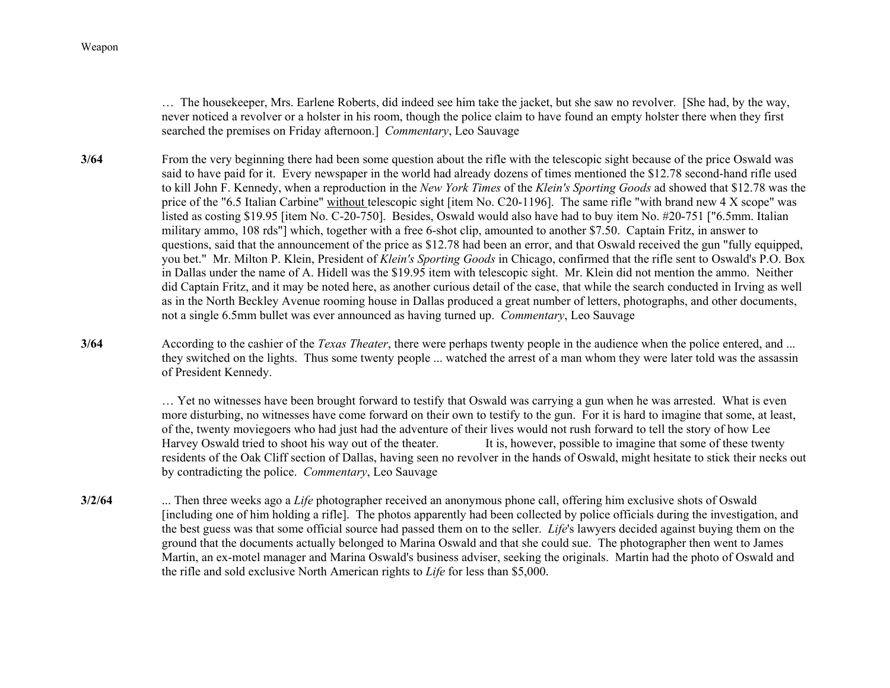… The housekeeper, Mrs. Earlene Roberts, did indeed see him take the jacket, but she saw no revolver. [She had, by the way, never noticed a revolver or a holster in his room, though the police claim to have found an empty holster there when they first searched the premises on Friday afternoon.] *Commentary*, Leo Sauvage

**3/64** From the very beginning there had been some question about the rifle with the telescopic sight because of the price Oswald was said to have paid for it. Every newspaper in the world had already dozens of times mentioned the $12.78 second-hand rifle used to kill John F. Kennedy, when a reproduction in the *New York Times* of the *Klein's Sporting Goods* ad showed that $12.78 was the price of the "6.5 Italian Carbine" <u>without</u> telescopic sight [item No. C20-1196]. The same rifle "with brand new 4 X scope" was listed as costing $19.95 [item No. C-20-750]. Besides, Oswald would also have had to buy item No. #20-751 ["6.5mm. Italian military ammo, 108 rds"] which, together with a free 6-shot clip, amounted to another $7.50. Captain Fritz, in answer to questions, said that the announcement of the price as $12.78 had been an error, and that Oswald received the gun "fully equipped, you bet." Mr. Milton P. Klein, President of *Klein's Sporting Goods* in Chicago, confirmed that the rifle sent to Oswald's P.O. Box in Dallas under the name of A. Hidell was the $19.95 item with telescopic sight. Mr. Klein did not mention the ammo. Neither did Captain Fritz, and it may be noted here, as another curious detail of the case, that while the search conducted in Irving as well as in the North Beckley Avenue rooming house in Dallas produced a great number of letters, photographs, and other documents, not a single 6.5mm bullet was ever announced as having turned up. *Commentary*, Leo Sauvage

**3/64** According to the cashier of the *Texas Theater*, there were perhaps twenty people in the audience when the police entered, and ... they switched on the lights. Thus some twenty people ... watched the arrest of a man whom they were later told was the assassin of President Kennedy.

… Yet no witnesses have been brought forward to testify that Oswald was carrying a gun when he was arrested. What is even more disturbing, no witnesses have come forward on their own to testify to the gun. For it is hard to imagine that some, at least, of the, twenty moviegoers who had just had the adventure of their lives would not rush forward to tell the story of how Lee Harvey Oswald tried to shoot his way out of the theater. It is, however, possible to imagine that some of these twenty residents of the Oak Cliff section of Dallas, having seen no revolver in the hands of Oswald, might hesitate to stick their necks out by contradicting the police. *Commentary*, Leo Sauvage

**3/2/64** ... Then three weeks ago a *Life* photographer received an anonymous phone call, offering him exclusive shots of Oswald [including one of him holding a rifle]. The photos apparently had been collected by police officials during the investigation, and the best guess was that some official source had passed them on to the seller. *Life*'s lawyers decided against buying them on the ground that the documents actually belonged to Marina Oswald and that she could sue. The photographer then went to James Martin, an ex-motel manager and Marina Oswald's business adviser, seeking the originals. Martin had the photo of Oswald and the rifle and sold exclusive North American rights to *Life* for less than $5,000.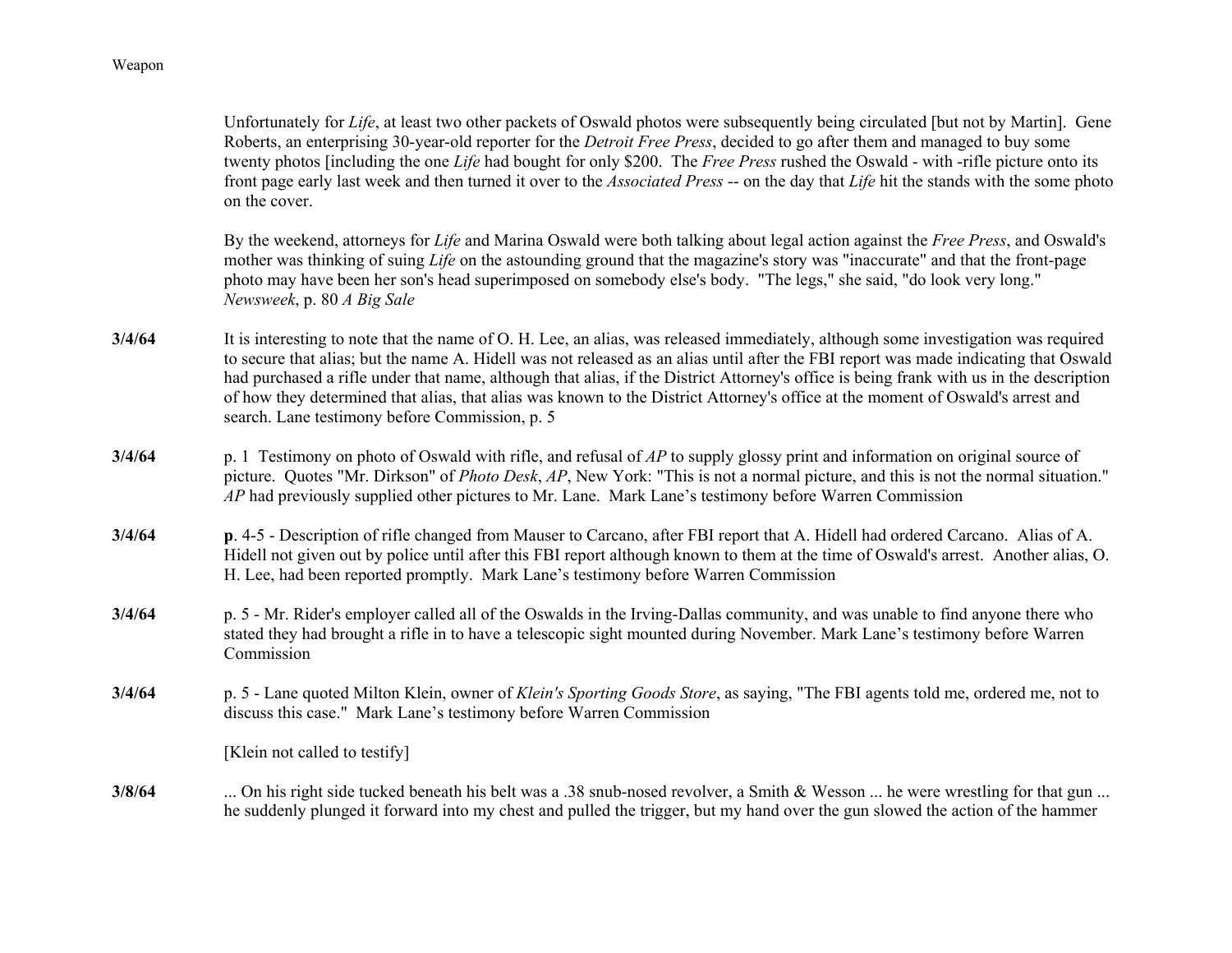Unfortunately for *Life*, at least two other packets of Oswald photos were subsequently being circulated [but not by Martin]. Gene Roberts, an enterprising 30-year-old reporter for the *Detroit Free Press*, decided to go after them and managed to buy some twenty photos [including the one *Life* had bought for only $200. The *Free Press* rushed the Oswald - with -rifle picture onto its front page early last week and then turned it over to the *Associated Press* -- on the day that *Life* hit the stands with the some photo on the cover.

By the weekend, attorneys for *Life* and Marina Oswald were both talking about legal action against the *Free Press*, and Oswald's mother was thinking of suing *Life* on the astounding ground that the magazine's story was "inaccurate" and that the front-page photo may have been her son's head superimposed on somebody else's body. "The legs," she said, "do look very long." *Newsweek*, p. 80 *A Big Sale*

**3/4/64** It is interesting to note that the name of O. H. Lee, an alias, was released immediately, although some investigation was required to secure that alias; but the name A. Hidell was not released as an alias until after the FBI report was made indicating that Oswald had purchased a rifle under that name, although that alias, if the District Attorney's office is being frank with us in the description of how they determined that alias, that alias was known to the District Attorney's office at the moment of Oswald's arrest and search. Lane testimony before Commission, p. 5

**3/4/64** p. 1 Testimony on photo of Oswald with rifle, and refusal of *AP* to supply glossy print and information on original source of picture. Quotes "Mr. Dirkson" of *Photo Desk*, *AP*, New York: "This is not a normal picture, and this is not the normal situation." *AP* had previously supplied other pictures to Mr. Lane. Mark Lane's testimony before Warren Commission

**3/4/64** **p**. 4-5 - Description of rifle changed from Mauser to Carcano, after FBI report that A. Hidell had ordered Carcano. Alias of A. Hidell not given out by police until after this FBI report although known to them at the time of Oswald's arrest. Another alias, O. H. Lee, had been reported promptly. Mark Lane's testimony before Warren Commission

**3/4/64** p. 5 - Mr. Rider's employer called all of the Oswalds in the Irving-Dallas community, and was unable to find anyone there who stated they had brought a rifle in to have a telescopic sight mounted during November. Mark Lane's testimony before Warren Commission

**3/4/64** p. 5 - Lane quoted Milton Klein, owner of *Klein's Sporting Goods Store*, as saying, "The FBI agents told me, ordered me, not to discuss this case." Mark Lane's testimony before Warren Commission

[Klein not called to testify]

**3/8/64** ... On his right side tucked beneath his belt was a .38 snub-nosed revolver, a Smith & Wesson ... he were wrestling for that gun ... he suddenly plunged it forward into my chest and pulled the trigger, but my hand over the gun slowed the action of the hammer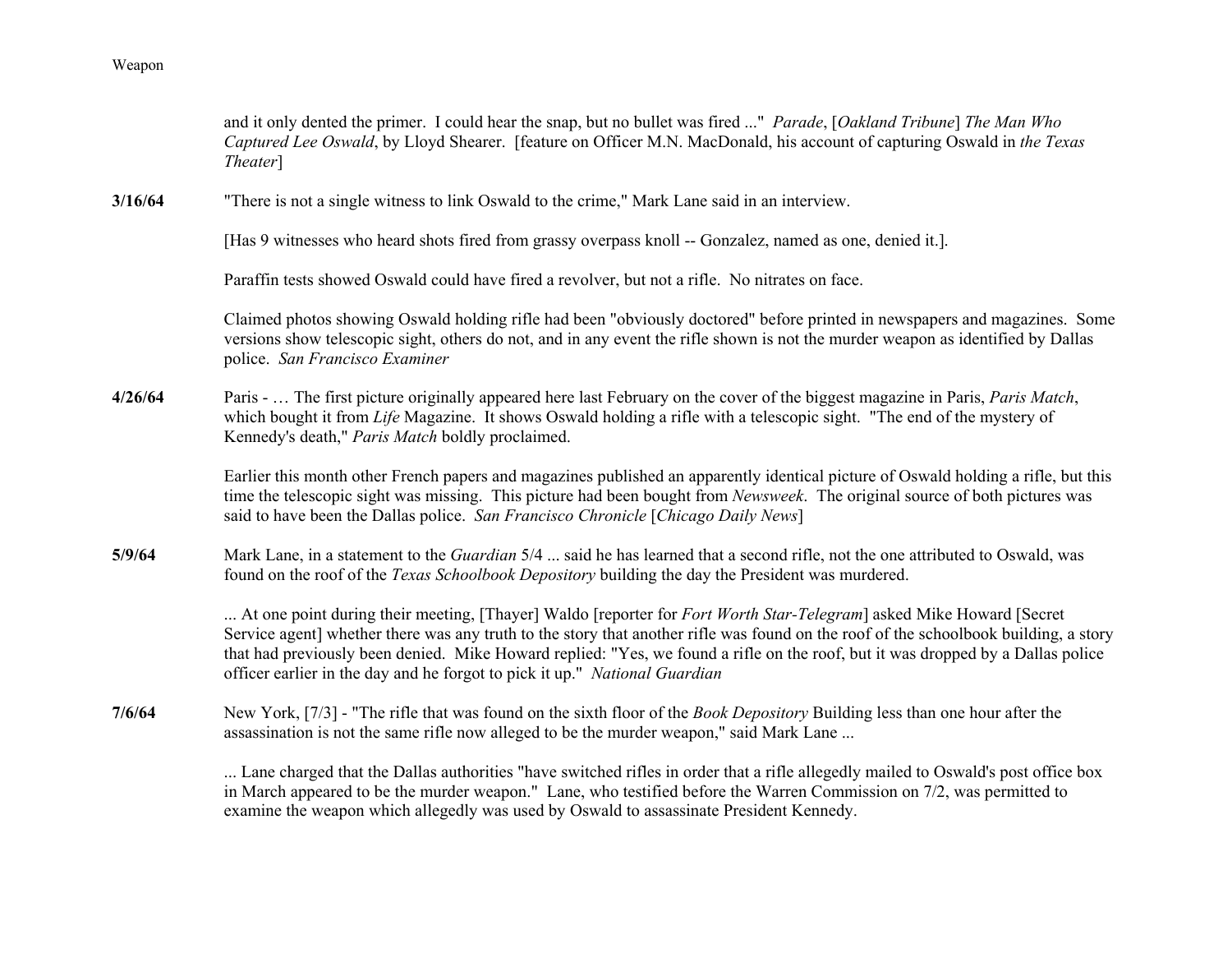and it only dented the primer. I could hear the snap, but no bullet was fired ..." *Parade*, [*Oakland Tribune*] *The Man Who Captured Lee Oswald*, by Lloyd Shearer. [feature on Officer M.N. MacDonald, his account of capturing Oswald in *the Texas Theater*]

**3/16/64** "There is not a single witness to link Oswald to the crime," Mark Lane said in an interview.

[Has 9 witnesses who heard shots fired from grassy overpass knoll -- Gonzalez, named as one, denied it.].

Paraffin tests showed Oswald could have fired a revolver, but not a rifle. No nitrates on face.

Claimed photos showing Oswald holding rifle had been "obviously doctored" before printed in newspapers and magazines. Some versions show telescopic sight, others do not, and in any event the rifle shown is not the murder weapon as identified by Dallas police. *San Francisco Examiner*

**4/26/64** Paris - … The first picture originally appeared here last February on the cover of the biggest magazine in Paris, *Paris Match*, which bought it from *Life* Magazine. It shows Oswald holding a rifle with a telescopic sight. "The end of the mystery of Kennedy's death," *Paris Match* boldly proclaimed.

Earlier this month other French papers and magazines published an apparently identical picture of Oswald holding a rifle, but this time the telescopic sight was missing. This picture had been bought from *Newsweek*. The original source of both pictures was said to have been the Dallas police. *San Francisco Chronicle* [*Chicago Daily News*]

**5/9/64** Mark Lane, in a statement to the *Guardian* 5/4 ... said he has learned that a second rifle, not the one attributed to Oswald, was found on the roof of the *Texas Schoolbook Depository* building the day the President was murdered.

... At one point during their meeting, [Thayer] Waldo [reporter for *Fort Worth Star-Telegram*] asked Mike Howard [Secret Service agent] whether there was any truth to the story that another rifle was found on the roof of the schoolbook building, a story that had previously been denied. Mike Howard replied: "Yes, we found a rifle on the roof, but it was dropped by a Dallas police officer earlier in the day and he forgot to pick it up." *National Guardian*

**7/6/64** New York, [7/3] - "The rifle that was found on the sixth floor of the *Book Depository* Building less than one hour after the assassination is not the same rifle now alleged to be the murder weapon," said Mark Lane ...

... Lane charged that the Dallas authorities "have switched rifles in order that a rifle allegedly mailed to Oswald's post office box in March appeared to be the murder weapon." Lane, who testified before the Warren Commission on 7/2, was permitted to examine the weapon which allegedly was used by Oswald to assassinate President Kennedy.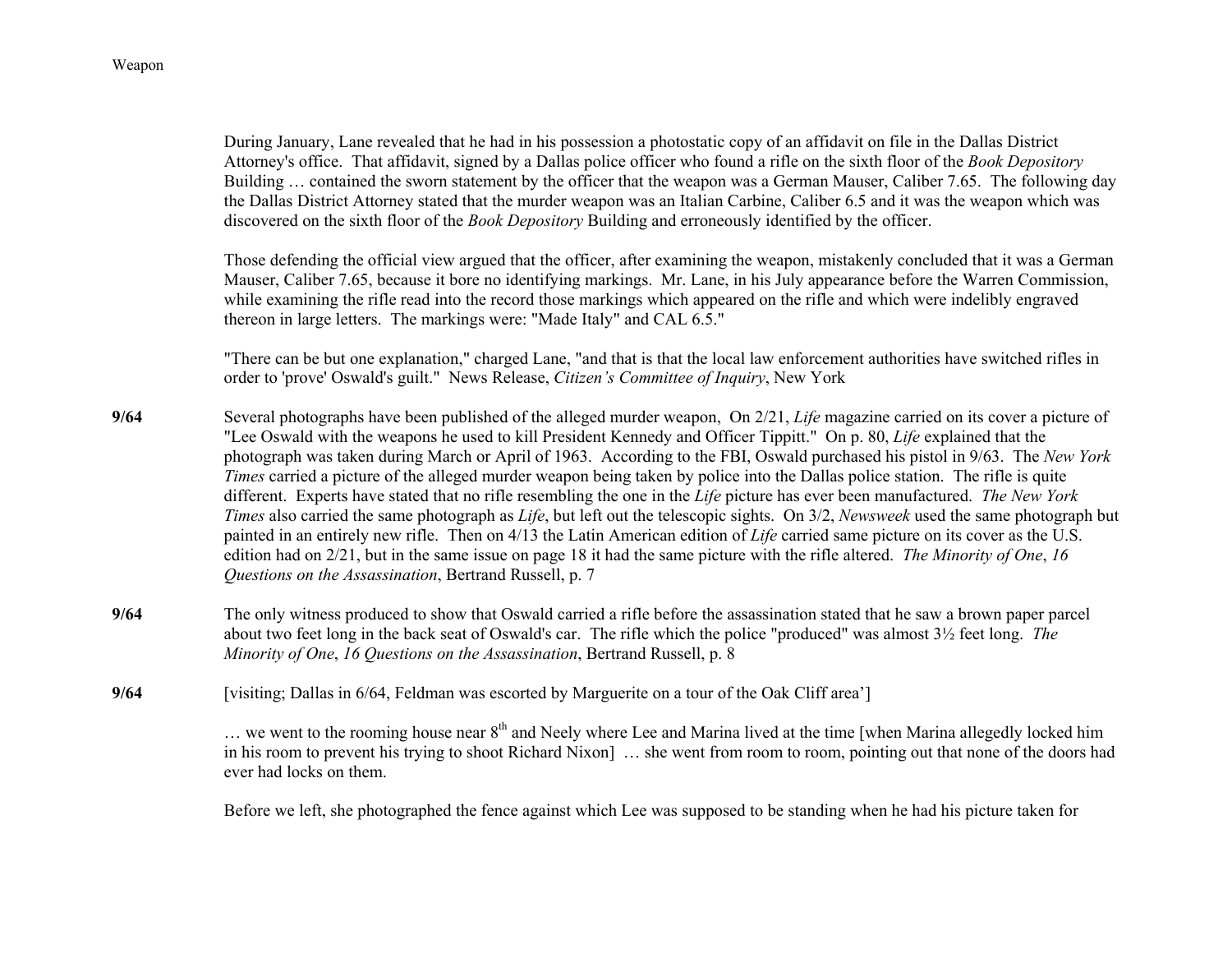During January, Lane revealed that he had in his possession a photostatic copy of an affidavit on file in the Dallas District Attorney's office. That affidavit, signed by a Dallas police officer who found a rifle on the sixth floor of the *Book Depository* Building … contained the sworn statement by the officer that the weapon was a German Mauser, Caliber 7.65. The following day the Dallas District Attorney stated that the murder weapon was an Italian Carbine, Caliber 6.5 and it was the weapon which was discovered on the sixth floor of the *Book Depository* Building and erroneously identified by the officer.

Those defending the official view argued that the officer, after examining the weapon, mistakenly concluded that it was a German Mauser, Caliber 7.65, because it bore no identifying markings. Mr. Lane, in his July appearance before the Warren Commission, while examining the rifle read into the record those markings which appeared on the rifle and which were indelibly engraved thereon in large letters. The markings were: "Made Italy" and CAL 6.5."

"There can be but one explanation," charged Lane, "and that is that the local law enforcement authorities have switched rifles in order to 'prove' Oswald's guilt." News Release, *Citizen's Committee of Inquiry*, New York

**9/64** Several photographs have been published of the alleged murder weapon, On 2/21, *Life* magazine carried on its cover a picture of "Lee Oswald with the weapons he used to kill President Kennedy and Officer Tippitt." On p. 80, *Life* explained that the photograph was taken during March or April of 1963. According to the FBI, Oswald purchased his pistol in 9/63. The *New York Times* carried a picture of the alleged murder weapon being taken by police into the Dallas police station. The rifle is quite different. Experts have stated that no rifle resembling the one in the *Life* picture has ever been manufactured. *The New York Times* also carried the same photograph as *Life*, but left out the telescopic sights. On 3/2, *Newsweek* used the same photograph but painted in an entirely new rifle. Then on 4/13 the Latin American edition of *Life* carried same picture on its cover as the U.S. edition had on 2/21, but in the same issue on page 18 it had the same picture with the rifle altered. *The Minority of One*, *16 Questions on the Assassination*, Bertrand Russell, p. 7

**9/64** The only witness produced to show that Oswald carried a rifle before the assassination stated that he saw a brown paper parcel about two feet long in the back seat of Oswald's car. The rifle which the police "produced" was almost 3½ feet long. *The Minority of One*, *16 Questions on the Assassination*, Bertrand Russell, p. 8

**9/64** [visiting; Dallas in 6/64, Feldman was escorted by Marguerite on a tour of the Oak Cliff area']

… we went to the rooming house near 8th and Neely where Lee and Marina lived at the time [when Marina allegedly locked him in his room to prevent his trying to shoot Richard Nixon] … she went from room to room, pointing out that none of the doors had ever had locks on them.

Before we left, she photographed the fence against which Lee was supposed to be standing when he had his picture taken for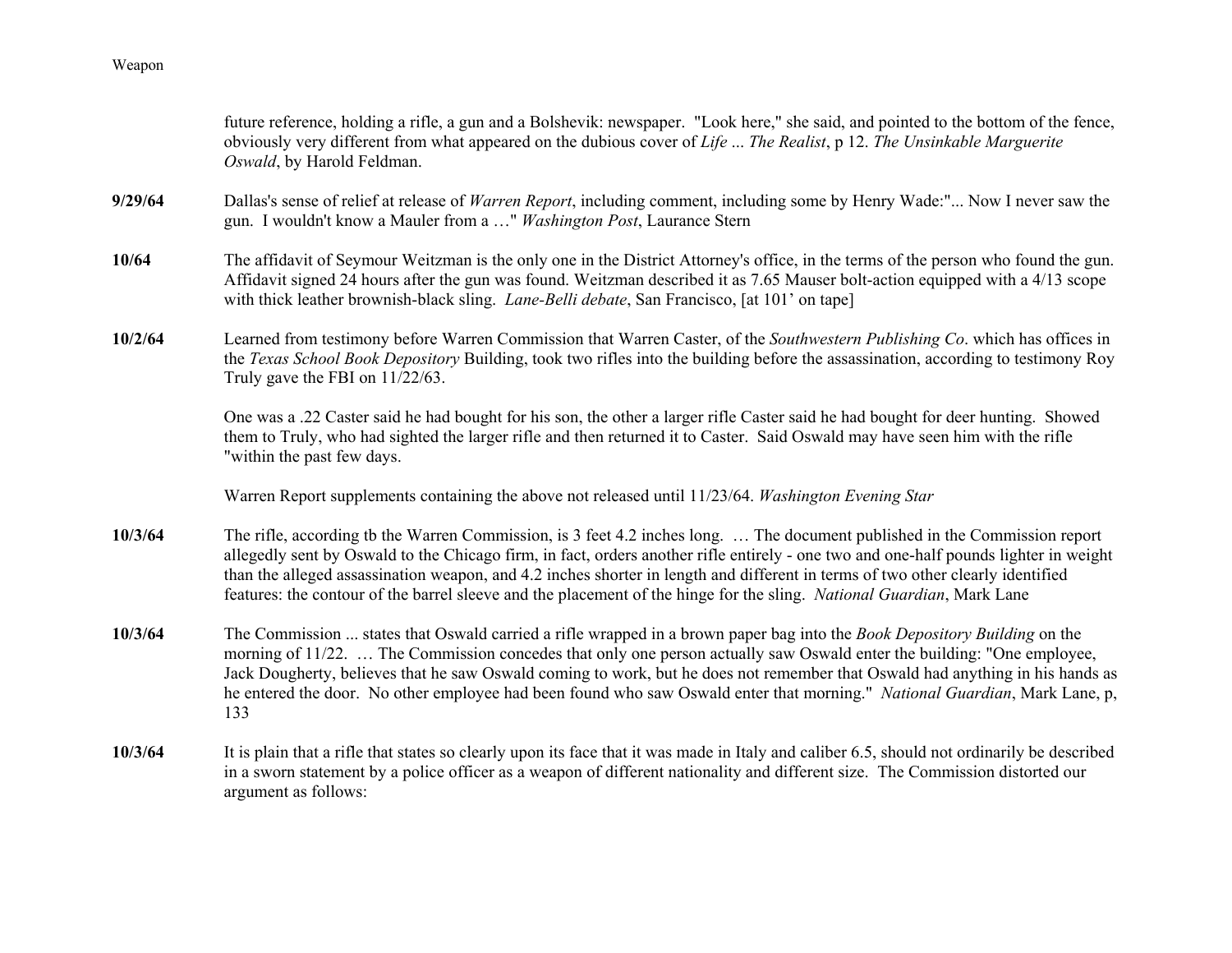future reference, holding a rifle, a gun and a Bolshevik: newspaper. "Look here," she said, and pointed to the bottom of the fence, obviously very different from what appeared on the dubious cover of *Life ... The Realist*, p 12. *The Unsinkable Marguerite Oswald*, by Harold Feldman.

**9/29/64** Dallas's sense of relief at release of *Warren Report*, including comment, including some by Henry Wade:"... Now I never saw the gun. I wouldn't know a Mauler from a …" *Washington Post*, Laurance Stern

**10/64** The affidavit of Seymour Weitzman is the only one in the District Attorney's office, in the terms of the person who found the gun. Affidavit signed 24 hours after the gun was found. Weitzman described it as 7.65 Mauser bolt-action equipped with a 4/13 scope with thick leather brownish-black sling. *Lane-Belli debate*, San Francisco, [at 101' on tape]

**10/2/64** Learned from testimony before Warren Commission that Warren Caster, of the *Southwestern Publishing Co*. which has offices in the *Texas School Book Depository* Building, took two rifles into the building before the assassination, according to testimony Roy Truly gave the FBI on 11/22/63.

One was a .22 Caster said he had bought for his son, the other a larger rifle Caster said he had bought for deer hunting. Showed them to Truly, who had sighted the larger rifle and then returned it to Caster. Said Oswald may have seen him with the rifle "within the past few days.

Warren Report supplements containing the above not released until 11/23/64. *Washington Evening Star*

**10/3/64** The rifle, according tb the Warren Commission, is 3 feet 4.2 inches long. … The document published in the Commission report allegedly sent by Oswald to the Chicago firm, in fact, orders another rifle entirely - one two and one-half pounds lighter in weight than the alleged assassination weapon, and 4.2 inches shorter in length and different in terms of two other clearly identified features: the contour of the barrel sleeve and the placement of the hinge for the sling. *National Guardian*, Mark Lane

**10/3/64** The Commission ... states that Oswald carried a rifle wrapped in a brown paper bag into the *Book Depository Building* on the morning of 11/22. … The Commission concedes that only one person actually saw Oswald enter the building: "One employee, Jack Dougherty, believes that he saw Oswald coming to work, but he does not remember that Oswald had anything in his hands as he entered the door. No other employee had been found who saw Oswald enter that morning." *National Guardian*, Mark Lane, p, 133

**10/3/64** It is plain that a rifle that states so clearly upon its face that it was made in Italy and caliber 6.5, should not ordinarily be described in a sworn statement by a police officer as a weapon of different nationality and different size. The Commission distorted our argument as follows: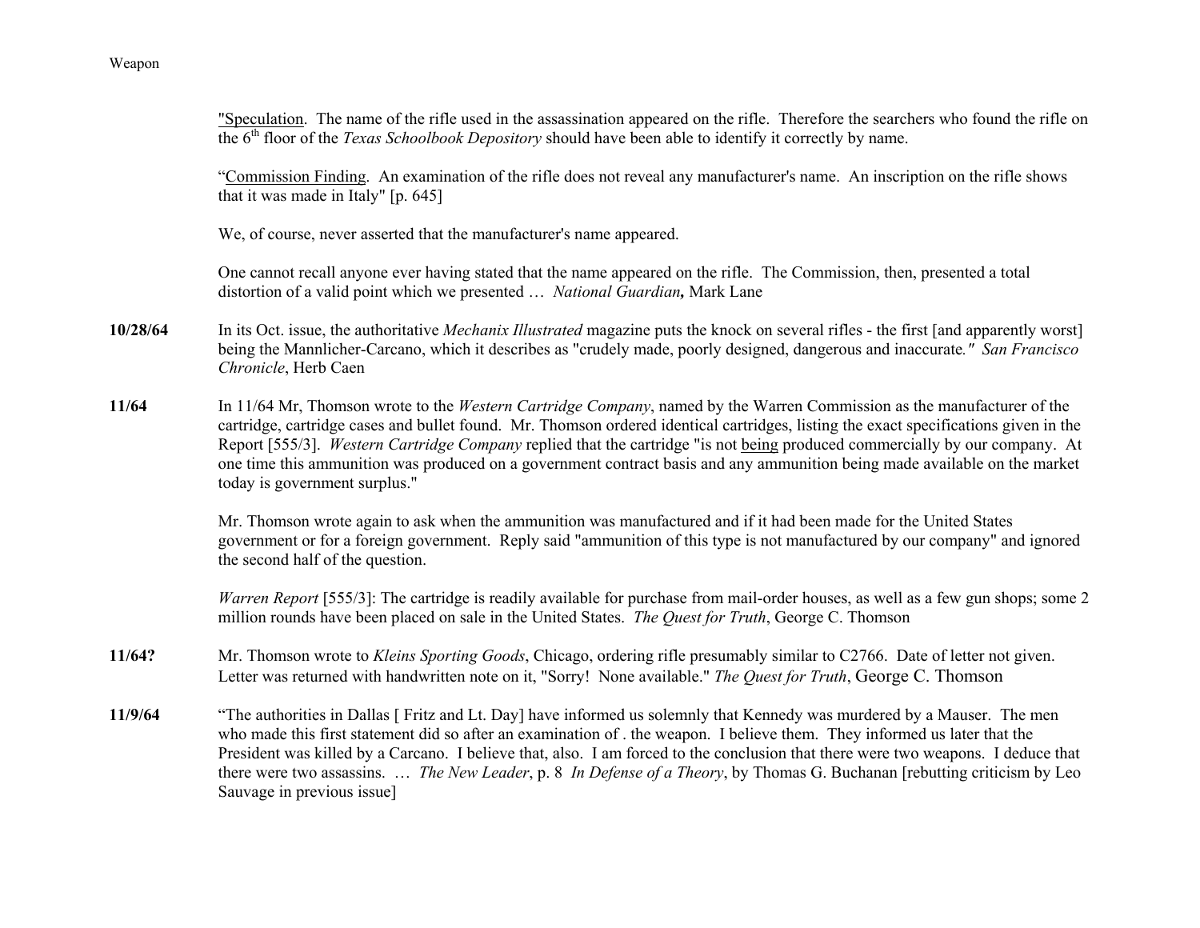"<u>Speculation</u>. The name of the rifle used in the assassination appeared on the rifle. Therefore the searchers who found the rifle on the 6th floor of the *Texas Schoolbook Depository* should have been able to identify it correctly by name.

"<u>Commission Finding</u>. An examination of the rifle does not reveal any manufacturer's name. An inscription on the rifle shows that it was made in Italy" [p. 645]

We, of course, never asserted that the manufacturer's name appeared.

One cannot recall anyone ever having stated that the name appeared on the rifle. The Commission, then, presented a total distortion of a valid point which we presented … *National Guardian*, Mark Lane

**10/28/64** In its Oct. issue, the authoritative *Mechanix Illustrated* magazine puts the knock on several rifles - the first [and apparently worst] being the Mannlicher-Carcano, which it describes as "crudely made, poorly designed, dangerous and inaccurate." *San Francisco Chronicle*, Herb Caen

**11/64** In 11/64 Mr, Thomson wrote to the *Western Cartridge Company*, named by the Warren Commission as the manufacturer of the cartridge, cartridge cases and bullet found. Mr. Thomson ordered identical cartridges, listing the exact specifications given in the Report [555/3]. *Western Cartridge Company* replied that the cartridge "is not <u>being</u> produced commercially by our company. At one time this ammunition was produced on a government contract basis and any ammunition being made available on the market today is government surplus."

Mr. Thomson wrote again to ask when the ammunition was manufactured and if it had been made for the United States government or for a foreign government. Reply said "ammunition of this type is not manufactured by our company" and ignored the second half of the question.

*Warren Report* [555/3]: The cartridge is readily available for purchase from mail-order houses, as well as a few gun shops; some 2 million rounds have been placed on sale in the United States. *The Quest for Truth*, George C. Thomson

**11/64?** Mr. Thomson wrote to *Kleins Sporting Goods*, Chicago, ordering rifle presumably similar to C2766. Date of letter not given. Letter was returned with handwritten note on it, "Sorry! None available." *The Quest for Truth*, George C. Thomson

**11/9/64** "The authorities in Dallas [ Fritz and Lt. Day] have informed us solemnly that Kennedy was murdered by a Mauser. The men who made this first statement did so after an examination of . the weapon. I believe them. They informed us later that the President was killed by a Carcano. I believe that, also. I am forced to the conclusion that there were two weapons. I deduce that there were two assassins. … *The New Leader*, p. 8 *In Defense of a Theory*, by Thomas G. Buchanan [rebutting criticism by Leo Sauvage in previous issue]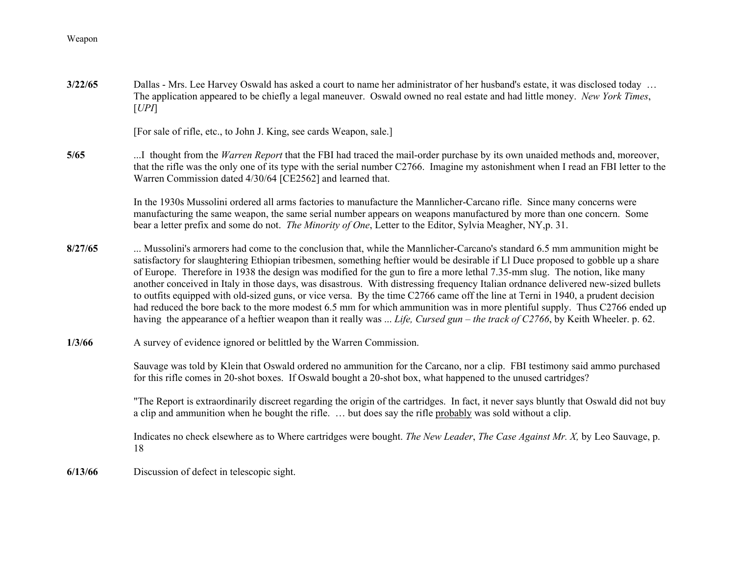Weapon

**3/22/65** Dallas - Mrs. Lee Harvey Oswald has asked a court to name her administrator of her husband's estate, it was disclosed today … The application appeared to be chiefly a legal maneuver. Oswald owned no real estate and had little money. *New York Times*, [*UPI*]

[For sale of rifle, etc., to John J. King, see cards Weapon, sale.]

**5/65** ...I thought from the *Warren Report* that the FBI had traced the mail-order purchase by its own unaided methods and, moreover, that the rifle was the only one of its type with the serial number C2766. Imagine my astonishment when I read an FBI letter to the Warren Commission dated 4/30/64 [CE2562] and learned that.

In the 1930s Mussolini ordered all arms factories to manufacture the Mannlicher-Carcano rifle. Since many concerns were manufacturing the same weapon, the same serial number appears on weapons manufactured by more than one concern. Some bear a letter prefix and some do not. *The Minority of One*, Letter to the Editor, Sylvia Meagher, NY,p. 31.

**8/27/65** ... Mussolini's armorers had come to the conclusion that, while the Mannlicher-Carcano's standard 6.5 mm ammunition might be satisfactory for slaughtering Ethiopian tribesmen, something heftier would be desirable if Ll Duce proposed to gobble up a share of Europe. Therefore in 1938 the design was modified for the gun to fire a more lethal 7.35-mm slug. The notion, like many another conceived in Italy in those days, was disastrous. With distressing frequency Italian ordnance delivered new-sized bullets to outfits equipped with old-sized guns, or vice versa. By the time C2766 came off the line at Terni in 1940, a prudent decision had reduced the bore back to the more modest 6.5 mm for which ammunition was in more plentiful supply. Thus C2766 ended up having the appearance of a heftier weapon than it really was ... *Life, Cursed gun – the track of C2766*, by Keith Wheeler. p. 62.

**1/3/66** A survey of evidence ignored or belittled by the Warren Commission.

Sauvage was told by Klein that Oswald ordered no ammunition for the Carcano, nor a clip. FBI testimony said ammo purchased for this rifle comes in 20-shot boxes. If Oswald bought a 20-shot box, what happened to the unused cartridges?

"The Report is extraordinarily discreet regarding the origin of the cartridges. In fact, it never says bluntly that Oswald did not buy a clip and ammunition when he bought the rifle. … but does say the rifle probably was sold without a clip.

Indicates no check elsewhere as to Where cartridges were bought. *The New Leader*, *The Case Against Mr. X,* by Leo Sauvage, p. 18

**6/13/66** Discussion of defect in telescopic sight.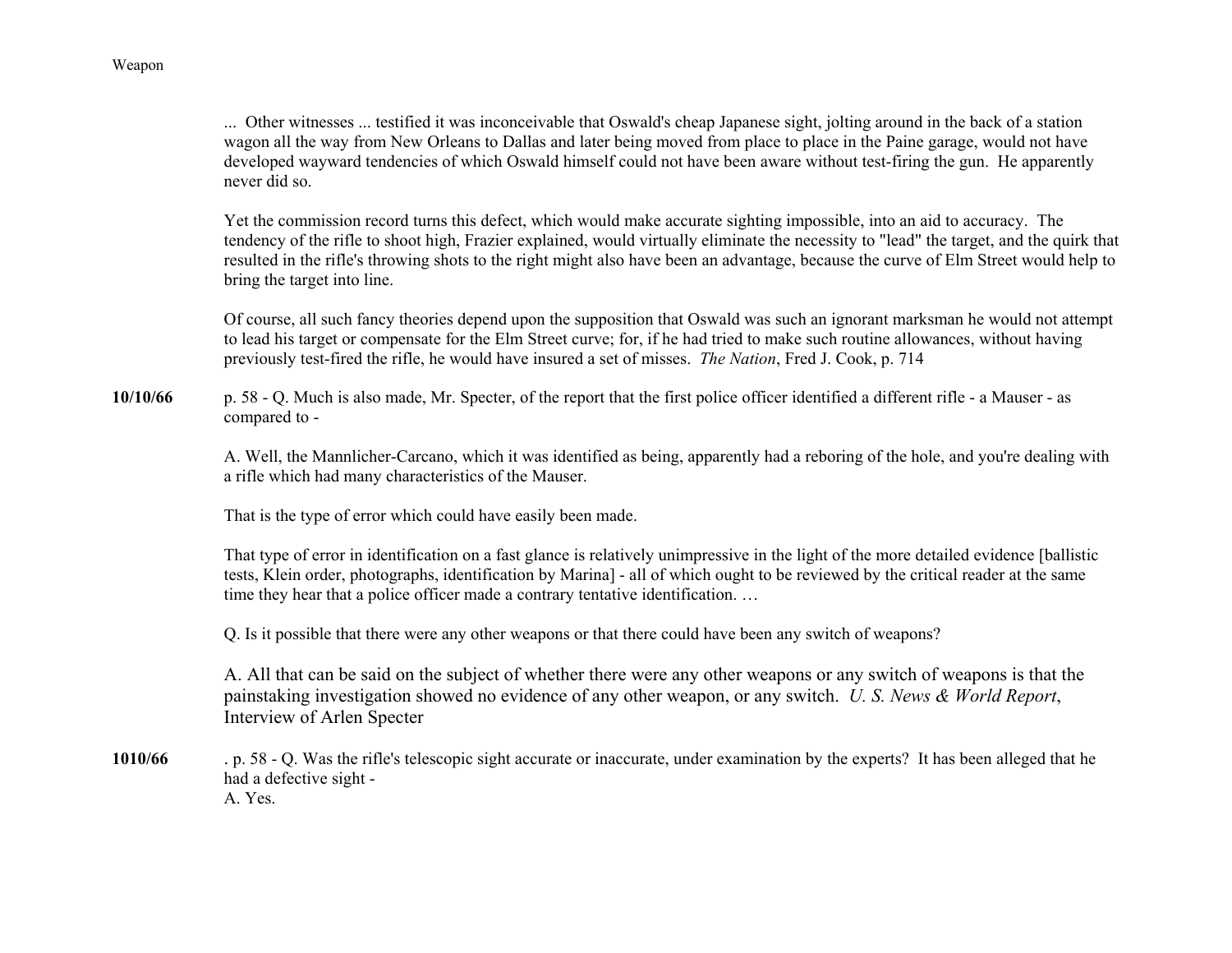... Other witnesses ... testified it was inconceivable that Oswald's cheap Japanese sight, jolting around in the back of a station wagon all the way from New Orleans to Dallas and later being moved from place to place in the Paine garage, would not have developed wayward tendencies of which Oswald himself could not have been aware without test-firing the gun. He apparently never did so.

Yet the commission record turns this defect, which would make accurate sighting impossible, into an aid to accuracy. The tendency of the rifle to shoot high, Frazier explained, would virtually eliminate the necessity to "lead" the target, and the quirk that resulted in the rifle's throwing shots to the right might also have been an advantage, because the curve of Elm Street would help to bring the target into line.

Of course, all such fancy theories depend upon the supposition that Oswald was such an ignorant marksman he would not attempt to lead his target or compensate for the Elm Street curve; for, if he had tried to make such routine allowances, without having previously test-fired the rifle, he would have insured a set of misses. *The Nation*, Fred J. Cook, p. 714

**10/10/66** p. 58 - Q. Much is also made, Mr. Specter, of the report that the first police officer identified a different rifle - a Mauser - as compared to -

A. Well, the Mannlicher-Carcano, which it was identified as being, apparently had a reboring of the hole, and you're dealing with a rifle which had many characteristics of the Mauser.

That is the type of error which could have easily been made.

That type of error in identification on a fast glance is relatively unimpressive in the light of the more detailed evidence [ballistic tests, Klein order, photographs, identification by Marina] - all of which ought to be reviewed by the critical reader at the same time they hear that a police officer made a contrary tentative identification. …

Q. Is it possible that there were any other weapons or that there could have been any switch of weapons?

A. All that can be said on the subject of whether there were any other weapons or any switch of weapons is that the painstaking investigation showed no evidence of any other weapon, or any switch. *U. S. News & World Report*, Interview of Arlen Specter

**1010/66** . p. 58 - Q. Was the rifle's telescopic sight accurate or inaccurate, under examination by the experts? It has been alleged that he had a defective sight -
A. Yes.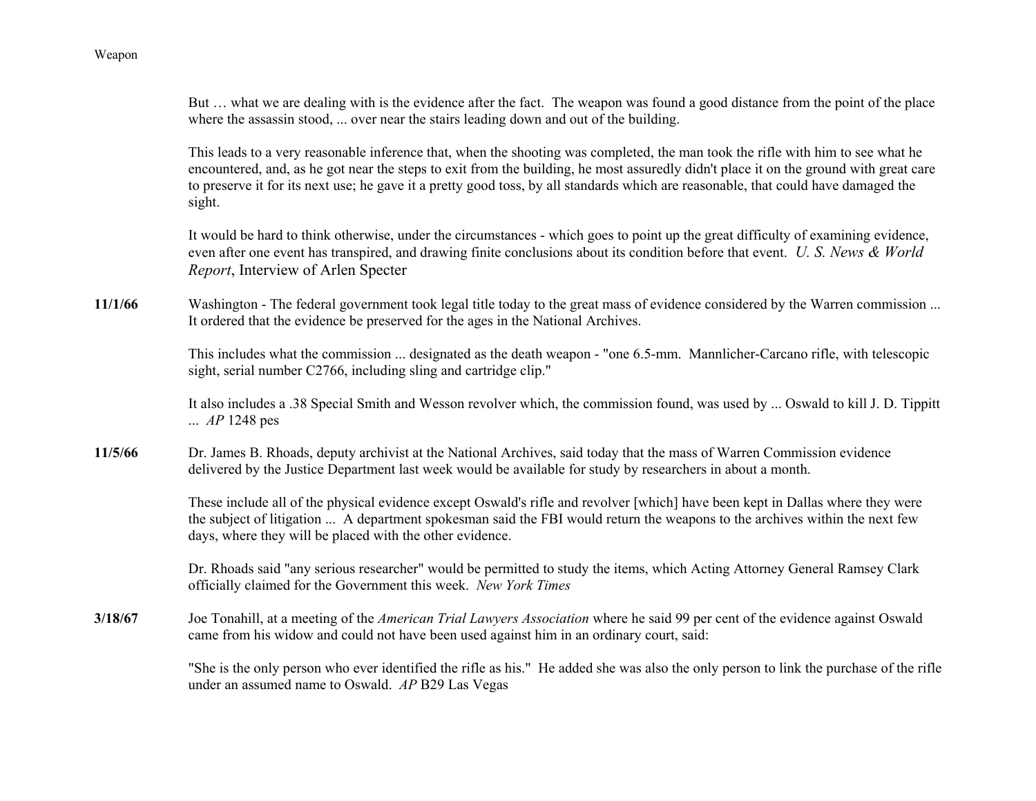But … what we are dealing with is the evidence after the fact. The weapon was found a good distance from the point of the place where the assassin stood, ... over near the stairs leading down and out of the building.

This leads to a very reasonable inference that, when the shooting was completed, the man took the rifle with him to see what he encountered, and, as he got near the steps to exit from the building, he most assuredly didn't place it on the ground with great care to preserve it for its next use; he gave it a pretty good toss, by all standards which are reasonable, that could have damaged the sight.

It would be hard to think otherwise, under the circumstances - which goes to point up the great difficulty of examining evidence, even after one event has transpired, and drawing finite conclusions about its condition before that event. *U. S. News & World Report*, Interview of Arlen Specter

**11/1/66** Washington - The federal government took legal title today to the great mass of evidence considered by the Warren commission ... It ordered that the evidence be preserved for the ages in the National Archives.

This includes what the commission ... designated as the death weapon - "one 6.5-mm. Mannlicher-Carcano rifle, with telescopic sight, serial number C2766, including sling and cartridge clip."

It also includes a .38 Special Smith and Wesson revolver which, the commission found, was used by ... Oswald to kill J. D. Tippitt ... *AP* 1248 pes

**11/5/66** Dr. James B. Rhoads, deputy archivist at the National Archives, said today that the mass of Warren Commission evidence delivered by the Justice Department last week would be available for study by researchers in about a month.

These include all of the physical evidence except Oswald's rifle and revolver [which] have been kept in Dallas where they were the subject of litigation ... A department spokesman said the FBI would return the weapons to the archives within the next few days, where they will be placed with the other evidence.

Dr. Rhoads said "any serious researcher" would be permitted to study the items, which Acting Attorney General Ramsey Clark officially claimed for the Government this week. *New York Times*

**3/18/67** Joe Tonahill, at a meeting of the *American Trial Lawyers Association* where he said 99 per cent of the evidence against Oswald came from his widow and could not have been used against him in an ordinary court, said:

"She is the only person who ever identified the rifle as his." He added she was also the only person to link the purchase of the rifle under an assumed name to Oswald. *AP* B29 Las Vegas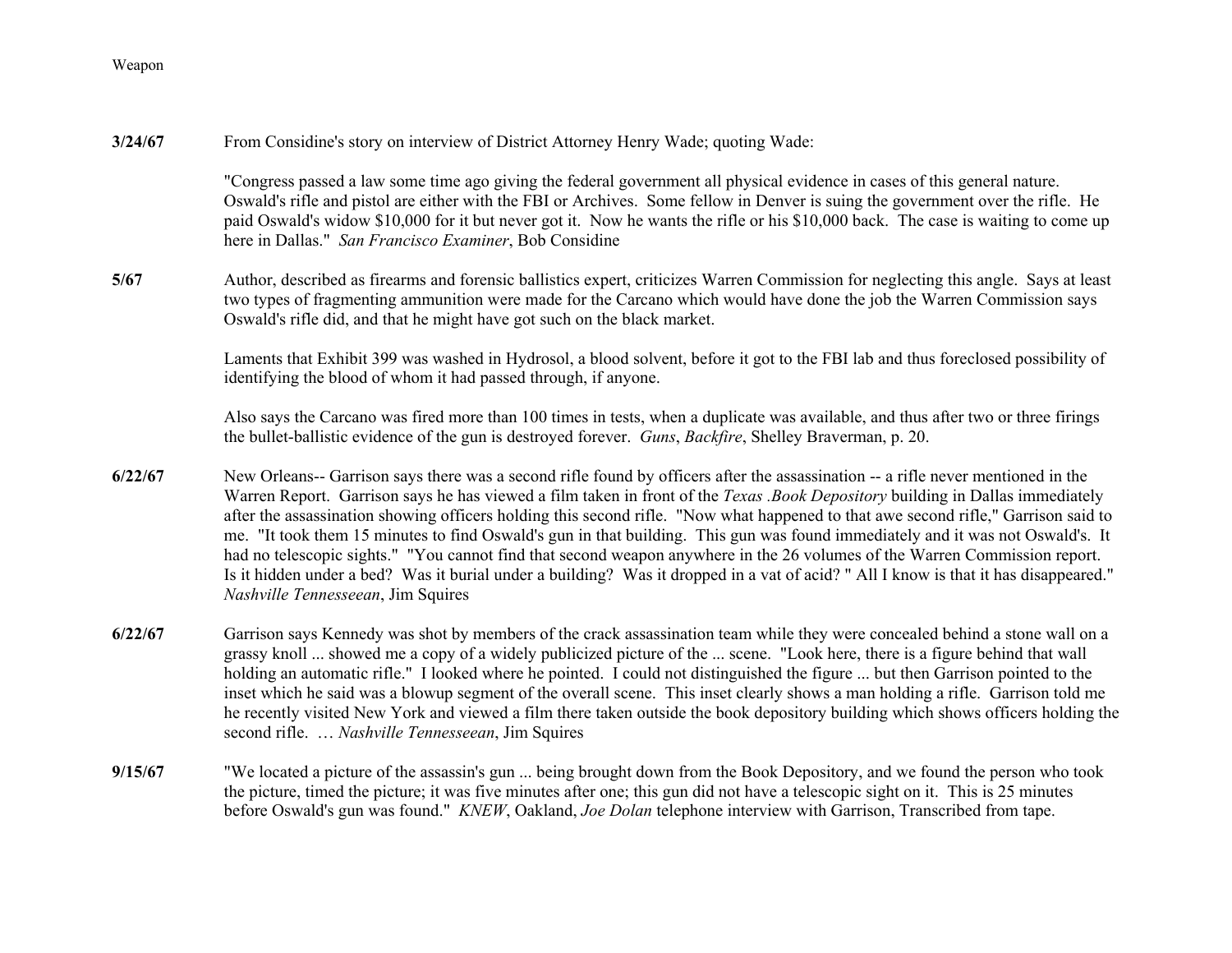Weapon

**3/24/67** From Considine's story on interview of District Attorney Henry Wade; quoting Wade:

"Congress passed a law some time ago giving the federal government all physical evidence in cases of this general nature. Oswald's rifle and pistol are either with the FBI or Archives. Some fellow in Denver is suing the government over the rifle. He paid Oswald's widow $10,000 for it but never got it. Now he wants the rifle or his $10,000 back. The case is waiting to come up here in Dallas." *San Francisco Examiner*, Bob Considine

**5/67** Author, described as firearms and forensic ballistics expert, criticizes Warren Commission for neglecting this angle. Says at least two types of fragmenting ammunition were made for the Carcano which would have done the job the Warren Commission says Oswald's rifle did, and that he might have got such on the black market.

Laments that Exhibit 399 was washed in Hydrosol, a blood solvent, before it got to the FBI lab and thus foreclosed possibility of identifying the blood of whom it had passed through, if anyone.

Also says the Carcano was fired more than 100 times in tests, when a duplicate was available, and thus after two or three firings the bullet-ballistic evidence of the gun is destroyed forever. *Guns*, *Backfire*, Shelley Braverman, p. 20.

**6/22/67** New Orleans-- Garrison says there was a second rifle found by officers after the assassination -- a rifle never mentioned in the Warren Report. Garrison says he has viewed a film taken in front of the *Texas .Book Depository* building in Dallas immediately after the assassination showing officers holding this second rifle. "Now what happened to that awe second rifle," Garrison said to me. "It took them 15 minutes to find Oswald's gun in that building. This gun was found immediately and it was not Oswald's. It had no telescopic sights." "You cannot find that second weapon anywhere in the 26 volumes of the Warren Commission report. Is it hidden under a bed? Was it burial under a building? Was it dropped in a vat of acid? " All I know is that it has disappeared." *Nashville Tennesseean*, Jim Squires

**6/22/67** Garrison says Kennedy was shot by members of the crack assassination team while they were concealed behind a stone wall on a grassy knoll ... showed me a copy of a widely publicized picture of the ... scene. "Look here, there is a figure behind that wall holding an automatic rifle." I looked where he pointed. I could not distinguished the figure ... but then Garrison pointed to the inset which he said was a blowup segment of the overall scene. This inset clearly shows a man holding a rifle. Garrison told me he recently visited New York and viewed a film there taken outside the book depository building which shows officers holding the second rifle. … *Nashville Tennesseean*, Jim Squires

**9/15/67** "We located a picture of the assassin's gun ... being brought down from the Book Depository, and we found the person who took the picture, timed the picture; it was five minutes after one; this gun did not have a telescopic sight on it. This is 25 minutes before Oswald's gun was found." *KNEW*, Oakland, *Joe Dolan* telephone interview with Garrison, Transcribed from tape.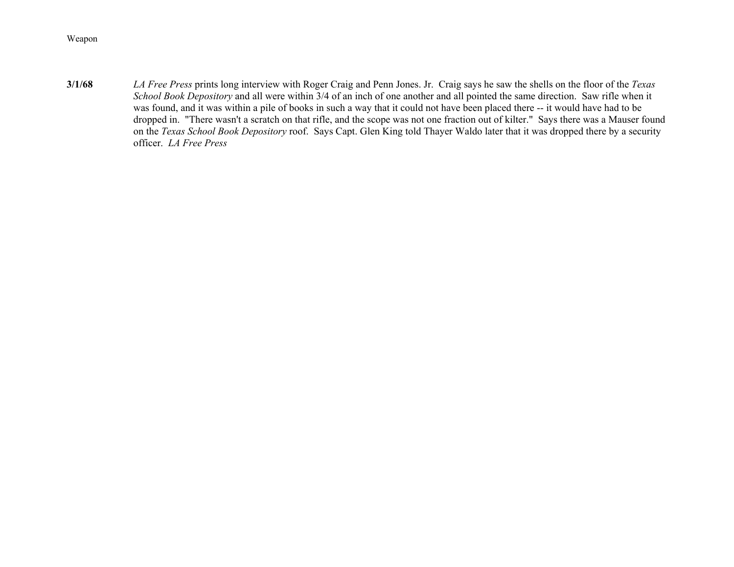**3/1/68** *LA Free Press* prints long interview with Roger Craig and Penn Jones. Jr. Craig says he saw the shells on the floor of the *Texas School Book Depository* and all were within 3/4 of an inch of one another and all pointed the same direction. Saw rifle when it was found, and it was within a pile of books in such a way that it could not have been placed there -- it would have had to be dropped in. "There wasn't a scratch on that rifle, and the scope was not one fraction out of kilter." Says there was a Mauser found on the *Texas School Book Depository* roof. Says Capt. Glen King told Thayer Waldo later that it was dropped there by a security officer. *LA Free Press*